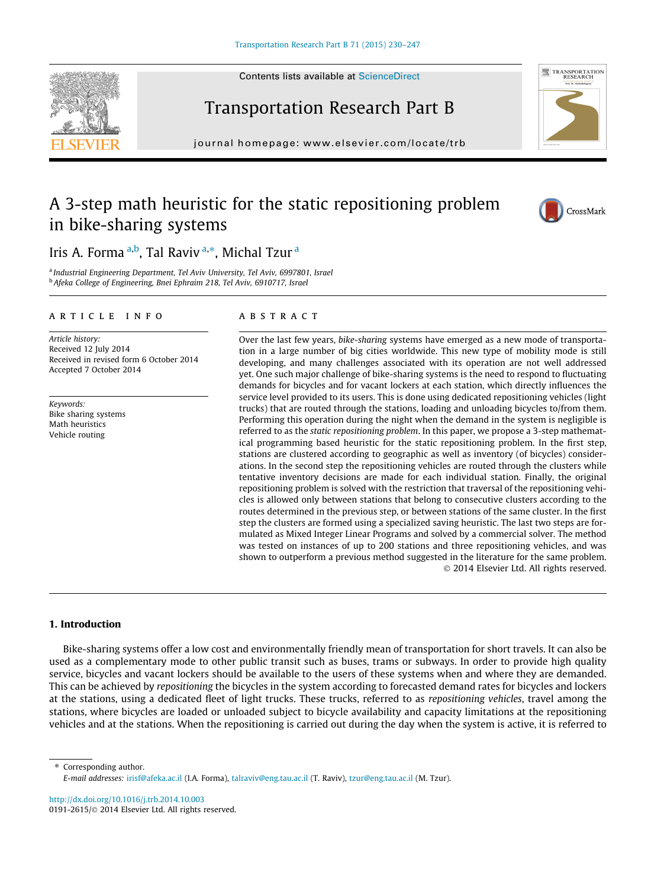# A 3-step math heuristic for the static repositioning problem in bike-sharing systems

Iris A. Forma [a,b], Tal Raviv [a,*], Michal Tzur [a]

[a] Industrial Engineering Department, Tel Aviv University, Tel Aviv, 6997801, Israel
[b] Afeka College of Engineering, Bnei Ephraim 218, Tel Aviv, 6910717, Israel

## ARTICLE INFO

*Article history:*
Received 12 July 2014
Received in revised form 6 October 2014
Accepted 7 October 2014

*Keywords:*
Bike sharing systems
Math heuristics
Vehicle routing

## ABSTRACT

Over the last few years, *bike-sharing* systems have emerged as a new mode of transportation in a large number of big cities worldwide. This new type of mobility mode is still developing, and many challenges associated with its operation are not well addressed yet. One such major challenge of bike-sharing systems is the need to respond to fluctuating demands for bicycles and for vacant lockers at each station, which directly influences the service level provided to its users. This is done using dedicated repositioning vehicles (light trucks) that are routed through the stations, loading and unloading bicycles to/from them. Performing this operation during the night when the demand in the system is negligible is referred to as the *static repositioning problem*. In this paper, we propose a 3-step mathematical programming based heuristic for the static repositioning problem. In the first step, stations are clustered according to geographic as well as inventory (of bicycles) considerations. In the second step the repositioning vehicles are routed through the clusters while tentative inventory decisions are made for each individual station. Finally, the original repositioning problem is solved with the restriction that traversal of the repositioning vehicles is allowed only between stations that belong to consecutive clusters according to the routes determined in the previous step, or between stations of the same cluster. In the first step the clusters are formed using a specialized saving heuristic. The last two steps are formulated as Mixed Integer Linear Programs and solved by a commercial solver. The method was tested on instances of up to 200 stations and three repositioning vehicles, and was shown to outperform a previous method suggested in the literature for the same problem.

© 2014 Elsevier Ltd. All rights reserved.

## 1. Introduction

Bike-sharing systems offer a low cost and environmentally friendly mean of transportation for short travels. It can also be used as a complementary mode to other public transit such as buses, trams or subways. In order to provide high quality service, bicycles and vacant lockers should be available to the users of these systems when and where they are demanded. This can be achieved by *repositioning* the bicycles in the system according to forecasted demand rates for bicycles and lockers at the stations, using a dedicated fleet of light trucks. These trucks, referred to as *repositioning vehicles*, travel among the stations, where bicycles are loaded or unloaded subject to bicycle availability and capacity limitations at the repositioning vehicles and at the stations. When the repositioning is carried out during the day when the system is active, it is referred to

* Corresponding author.
*E-mail addresses:* irisf@afeka.ac.il (I.A. Forma), talraviv@eng.tau.ac.il (T. Raviv), tzur@eng.tau.ac.il (M. Tzur).

http://dx.doi.org/10.1016/j.trb.2014.10.003
0191-2615/© 2014 Elsevier Ltd. All rights reserved.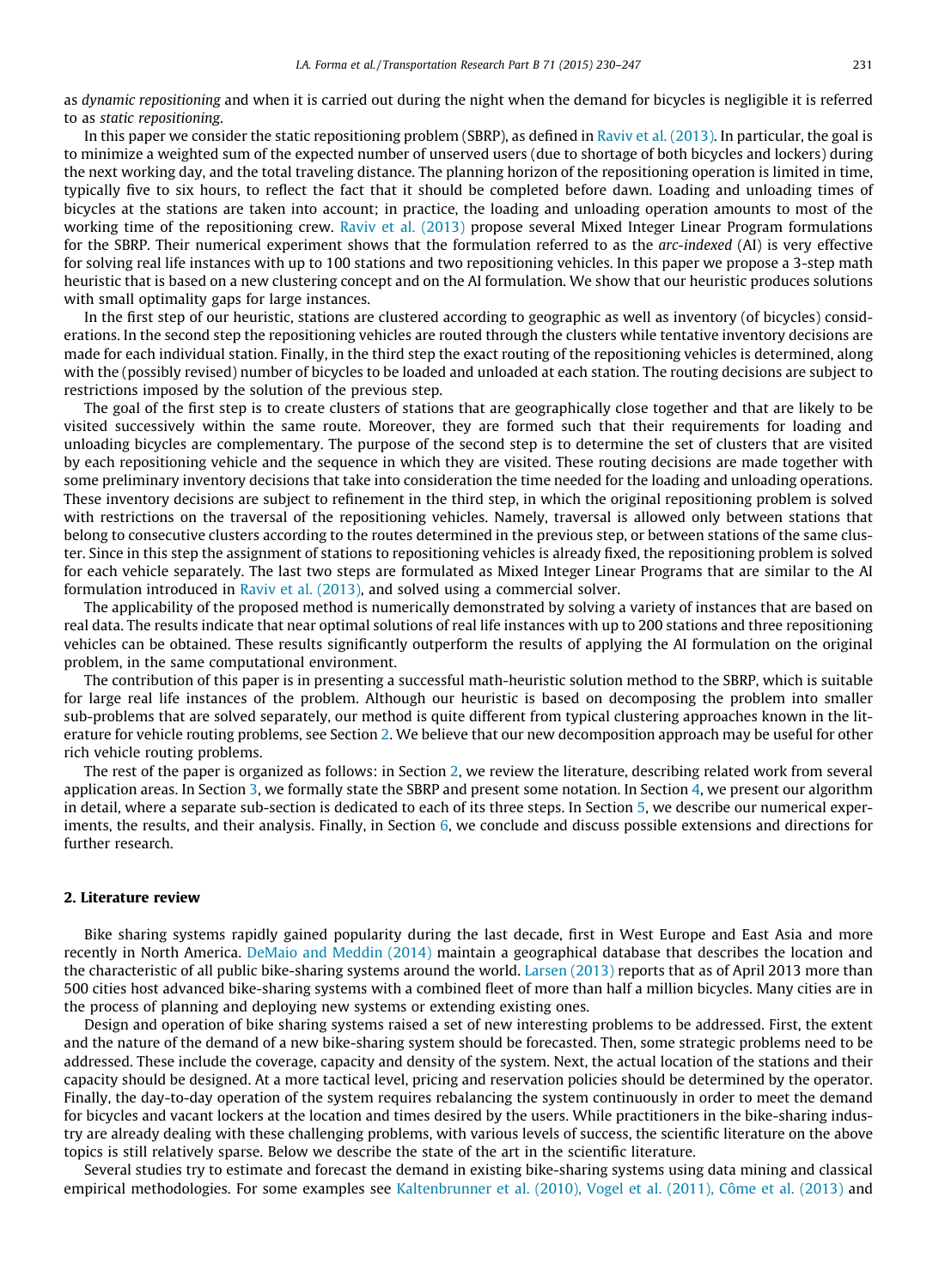as *dynamic repositioning* and when it is carried out during the night when the demand for bicycles is negligible it is referred to as *static repositioning*.

In this paper we consider the static repositioning problem (SBRP), as defined in Raviv et al. (2013). In particular, the goal is to minimize a weighted sum of the expected number of unserved users (due to shortage of both bicycles and lockers) during the next working day, and the total traveling distance. The planning horizon of the repositioning operation is limited in time, typically five to six hours, to reflect the fact that it should be completed before dawn. Loading and unloading times of bicycles at the stations are taken into account; in practice, the loading and unloading operation amounts to most of the working time of the repositioning crew. Raviv et al. (2013) propose several Mixed Integer Linear Program formulations for the SBRP. Their numerical experiment shows that the formulation referred to as the *arc-indexed* (AI) is very effective for solving real life instances with up to 100 stations and two repositioning vehicles. In this paper we propose a 3-step math heuristic that is based on a new clustering concept and on the AI formulation. We show that our heuristic produces solutions with small optimality gaps for large instances.

In the first step of our heuristic, stations are clustered according to geographic as well as inventory (of bicycles) considerations. In the second step the repositioning vehicles are routed through the clusters while tentative inventory decisions are made for each individual station. Finally, in the third step the exact routing of the repositioning vehicles is determined, along with the (possibly revised) number of bicycles to be loaded and unloaded at each station. The routing decisions are subject to restrictions imposed by the solution of the previous step.

The goal of the first step is to create clusters of stations that are geographically close together and that are likely to be visited successively within the same route. Moreover, they are formed such that their requirements for loading and unloading bicycles are complementary. The purpose of the second step is to determine the set of clusters that are visited by each repositioning vehicle and the sequence in which they are visited. These routing decisions are made together with some preliminary inventory decisions that take into consideration the time needed for the loading and unloading operations. These inventory decisions are subject to refinement in the third step, in which the original repositioning problem is solved with restrictions on the traversal of the repositioning vehicles. Namely, traversal is allowed only between stations that belong to consecutive clusters according to the routes determined in the previous step, or between stations of the same cluster. Since in this step the assignment of stations to repositioning vehicles is already fixed, the repositioning problem is solved for each vehicle separately. The last two steps are formulated as Mixed Integer Linear Programs that are similar to the AI formulation introduced in Raviv et al. (2013), and solved using a commercial solver.

The applicability of the proposed method is numerically demonstrated by solving a variety of instances that are based on real data. The results indicate that near optimal solutions of real life instances with up to 200 stations and three repositioning vehicles can be obtained. These results significantly outperform the results of applying the AI formulation on the original problem, in the same computational environment.

The contribution of this paper is in presenting a successful math-heuristic solution method to the SBRP, which is suitable for large real life instances of the problem. Although our heuristic is based on decomposing the problem into smaller sub-problems that are solved separately, our method is quite different from typical clustering approaches known in the literature for vehicle routing problems, see Section 2. We believe that our new decomposition approach may be useful for other rich vehicle routing problems.

The rest of the paper is organized as follows: in Section 2, we review the literature, describing related work from several application areas. In Section 3, we formally state the SBRP and present some notation. In Section 4, we present our algorithm in detail, where a separate sub-section is dedicated to each of its three steps. In Section 5, we describe our numerical experiments, the results, and their analysis. Finally, in Section 6, we conclude and discuss possible extensions and directions for further research.

## 2. Literature review

Bike sharing systems rapidly gained popularity during the last decade, first in West Europe and East Asia and more recently in North America. DeMaio and Meddin (2014) maintain a geographical database that describes the location and the characteristic of all public bike-sharing systems around the world. Larsen (2013) reports that as of April 2013 more than 500 cities host advanced bike-sharing systems with a combined fleet of more than half a million bicycles. Many cities are in the process of planning and deploying new systems or extending existing ones.

Design and operation of bike sharing systems raised a set of new interesting problems to be addressed. First, the extent and the nature of the demand of a new bike-sharing system should be forecasted. Then, some strategic problems need to be addressed. These include the coverage, capacity and density of the system. Next, the actual location of the stations and their capacity should be designed. At a more tactical level, pricing and reservation policies should be determined by the operator. Finally, the day-to-day operation of the system requires rebalancing the system continuously in order to meet the demand for bicycles and vacant lockers at the location and times desired by the users. While practitioners in the bike-sharing industry are already dealing with these challenging problems, with various levels of success, the scientific literature on the above topics is still relatively sparse. Below we describe the state of the art in the scientific literature.

Several studies try to estimate and forecast the demand in existing bike-sharing systems using data mining and classical empirical methodologies. For some examples see Kaltenbrunner et al. (2010), Vogel et al. (2011), Côme et al. (2013) and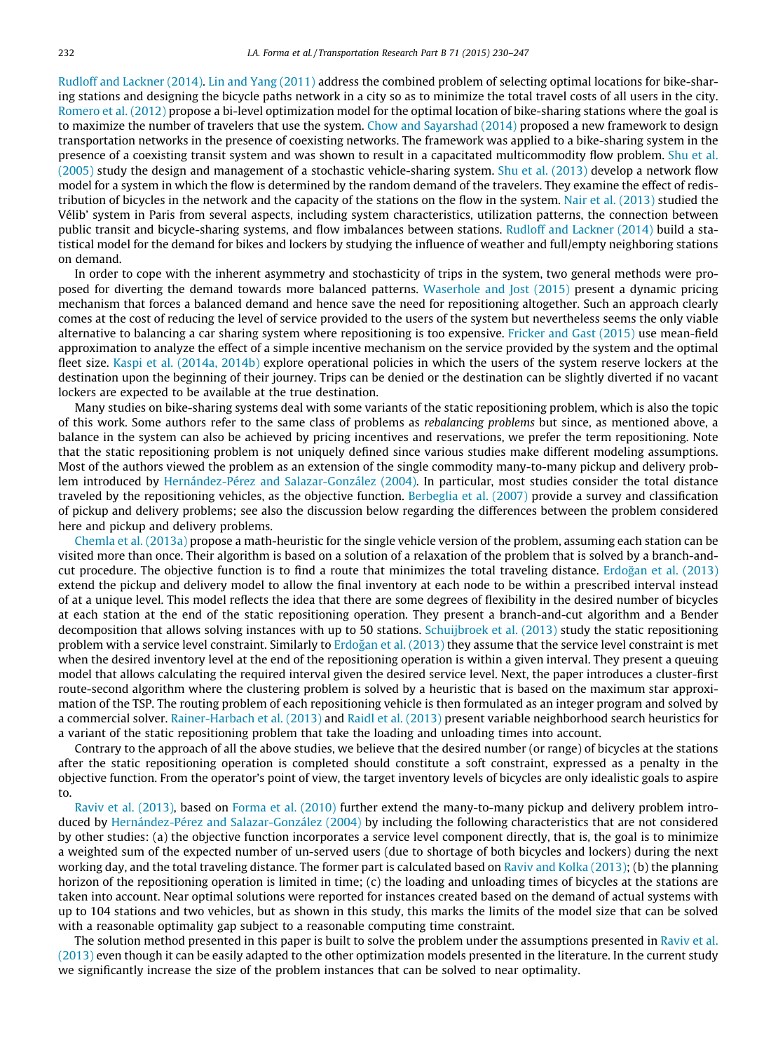Rudloff and Lackner (2014). Lin and Yang (2011) address the combined problem of selecting optimal locations for bike-sharing stations and designing the bicycle paths network in a city so as to minimize the total travel costs of all users in the city. Romero et al. (2012) propose a bi-level optimization model for the optimal location of bike-sharing stations where the goal is to maximize the number of travelers that use the system. Chow and Sayarshad (2014) proposed a new framework to design transportation networks in the presence of coexisting networks. The framework was applied to a bike-sharing system in the presence of a coexisting transit system and was shown to result in a capacitated multicommodity flow problem. Shu et al. (2005) study the design and management of a stochastic vehicle-sharing system. Shu et al. (2013) develop a network flow model for a system in which the flow is determined by the random demand of the travelers. They examine the effect of redistribution of bicycles in the network and the capacity of the stations on the flow in the system. Nair et al. (2013) studied the Vélib' system in Paris from several aspects, including system characteristics, utilization patterns, the connection between public transit and bicycle-sharing systems, and flow imbalances between stations. Rudloff and Lackner (2014) build a statistical model for the demand for bikes and lockers by studying the influence of weather and full/empty neighboring stations on demand.

In order to cope with the inherent asymmetry and stochasticity of trips in the system, two general methods were proposed for diverting the demand towards more balanced patterns. Waserhole and Jost (2015) present a dynamic pricing mechanism that forces a balanced demand and hence save the need for repositioning altogether. Such an approach clearly comes at the cost of reducing the level of service provided to the users of the system but nevertheless seems the only viable alternative to balancing a car sharing system where repositioning is too expensive. Fricker and Gast (2015) use mean-field approximation to analyze the effect of a simple incentive mechanism on the service provided by the system and the optimal fleet size. Kaspi et al. (2014a, 2014b) explore operational policies in which the users of the system reserve lockers at the destination upon the beginning of their journey. Trips can be denied or the destination can be slightly diverted if no vacant lockers are expected to be available at the true destination.

Many studies on bike-sharing systems deal with some variants of the static repositioning problem, which is also the topic of this work. Some authors refer to the same class of problems as *rebalancing problems* but since, as mentioned above, a balance in the system can also be achieved by pricing incentives and reservations, we prefer the term repositioning. Note that the static repositioning problem is not uniquely defined since various studies make different modeling assumptions. Most of the authors viewed the problem as an extension of the single commodity many-to-many pickup and delivery problem introduced by Hernández-Pérez and Salazar-González (2004). In particular, most studies consider the total distance traveled by the repositioning vehicles, as the objective function. Berbeglia et al. (2007) provide a survey and classification of pickup and delivery problems; see also the discussion below regarding the differences between the problem considered here and pickup and delivery problems.

Chemla et al. (2013a) propose a math-heuristic for the single vehicle version of the problem, assuming each station can be visited more than once. Their algorithm is based on a solution of a relaxation of the problem that is solved by a branch-and-cut procedure. The objective function is to find a route that minimizes the total traveling distance. Erdoğan et al. (2013) extend the pickup and delivery model to allow the final inventory at each node to be within a prescribed interval instead of at a unique level. This model reflects the idea that there are some degrees of flexibility in the desired number of bicycles at each station at the end of the static repositioning operation. They present a branch-and-cut algorithm and a Bender decomposition that allows solving instances with up to 50 stations. Schuijbroek et al. (2013) study the static repositioning problem with a service level constraint. Similarly to Erdoğan et al. (2013) they assume that the service level constraint is met when the desired inventory level at the end of the repositioning operation is within a given interval. They present a queuing model that allows calculating the required interval given the desired service level. Next, the paper introduces a cluster-first route-second algorithm where the clustering problem is solved by a heuristic that is based on the maximum star approximation of the TSP. The routing problem of each repositioning vehicle is then formulated as an integer program and solved by a commercial solver. Rainer-Harbach et al. (2013) and Raidl et al. (2013) present variable neighborhood search heuristics for a variant of the static repositioning problem that take the loading and unloading times into account.

Contrary to the approach of all the above studies, we believe that the desired number (or range) of bicycles at the stations after the static repositioning operation is completed should constitute a soft constraint, expressed as a penalty in the objective function. From the operator's point of view, the target inventory levels of bicycles are only idealistic goals to aspire to.

Raviv et al. (2013), based on Forma et al. (2010) further extend the many-to-many pickup and delivery problem introduced by Hernández-Pérez and Salazar-González (2004) by including the following characteristics that are not considered by other studies: (a) the objective function incorporates a service level component directly, that is, the goal is to minimize a weighted sum of the expected number of un-served users (due to shortage of both bicycles and lockers) during the next working day, and the total traveling distance. The former part is calculated based on Raviv and Kolka (2013); (b) the planning horizon of the repositioning operation is limited in time; (c) the loading and unloading times of bicycles at the stations are taken into account. Near optimal solutions were reported for instances created based on the demand of actual systems with up to 104 stations and two vehicles, but as shown in this study, this marks the limits of the model size that can be solved with a reasonable optimality gap subject to a reasonable computing time constraint.

The solution method presented in this paper is built to solve the problem under the assumptions presented in Raviv et al. (2013) even though it can be easily adapted to the other optimization models presented in the literature. In the current study we significantly increase the size of the problem instances that can be solved to near optimality.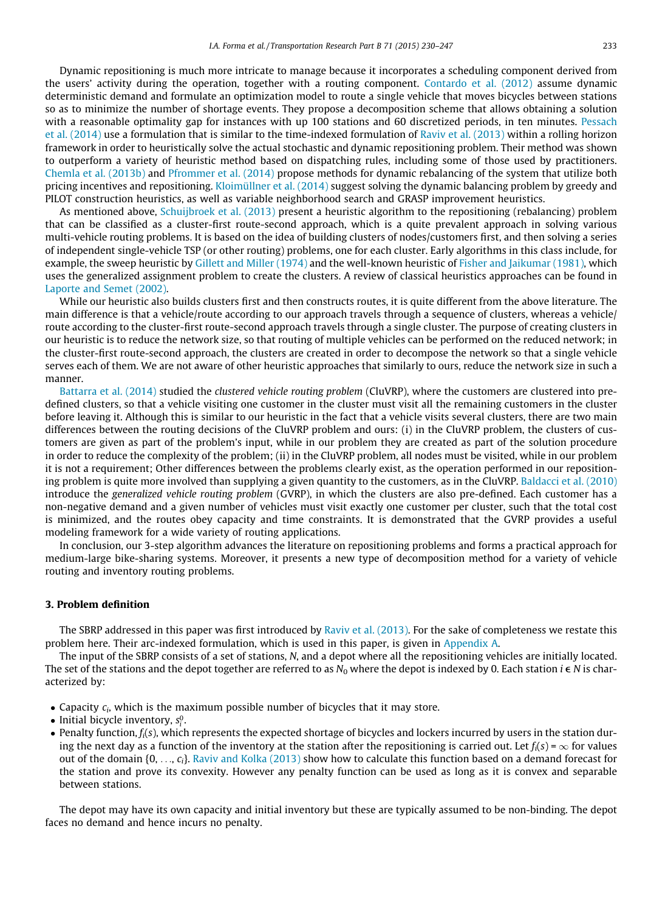Dynamic repositioning is much more intricate to manage because it incorporates a scheduling component derived from the users' activity during the operation, together with a routing component. Contardo et al. (2012) assume dynamic deterministic demand and formulate an optimization model to route a single vehicle that moves bicycles between stations so as to minimize the number of shortage events. They propose a decomposition scheme that allows obtaining a solution with a reasonable optimality gap for instances with up 100 stations and 60 discretized periods, in ten minutes. Pessach et al. (2014) use a formulation that is similar to the time-indexed formulation of Raviv et al. (2013) within a rolling horizon framework in order to heuristically solve the actual stochastic and dynamic repositioning problem. Their method was shown to outperform a variety of heuristic method based on dispatching rules, including some of those used by practitioners. Chemla et al. (2013b) and Pfrommer et al. (2014) propose methods for dynamic rebalancing of the system that utilize both pricing incentives and repositioning. Kloimüllner et al. (2014) suggest solving the dynamic balancing problem by greedy and PILOT construction heuristics, as well as variable neighborhood search and GRASP improvement heuristics.

As mentioned above, Schuijbroek et al. (2013) present a heuristic algorithm to the repositioning (rebalancing) problem that can be classified as a cluster-first route-second approach, which is a quite prevalent approach in solving various multi-vehicle routing problems. It is based on the idea of building clusters of nodes/customers first, and then solving a series of independent single-vehicle TSP (or other routing) problems, one for each cluster. Early algorithms in this class include, for example, the sweep heuristic by Gillett and Miller (1974) and the well-known heuristic of Fisher and Jaikumar (1981), which uses the generalized assignment problem to create the clusters. A review of classical heuristics approaches can be found in Laporte and Semet (2002).

While our heuristic also builds clusters first and then constructs routes, it is quite different from the above literature. The main difference is that a vehicle/route according to our approach travels through a sequence of clusters, whereas a vehicle/route according to the cluster-first route-second approach travels through a single cluster. The purpose of creating clusters in our heuristic is to reduce the network size, so that routing of multiple vehicles can be performed on the reduced network; in the cluster-first route-second approach, the clusters are created in order to decompose the network so that a single vehicle serves each of them. We are not aware of other heuristic approaches that similarly to ours, reduce the network size in such a manner.

Battarra et al. (2014) studied the *clustered vehicle routing problem* (CluVRP), where the customers are clustered into pre-defined clusters, so that a vehicle visiting one customer in the cluster must visit all the remaining customers in the cluster before leaving it. Although this is similar to our heuristic in the fact that a vehicle visits several clusters, there are two main differences between the routing decisions of the CluVRP problem and ours: (i) in the CluVRP problem, the clusters of customers are given as part of the problem's input, while in our problem they are created as part of the solution procedure in order to reduce the complexity of the problem; (ii) in the CluVRP problem, all nodes must be visited, while in our problem it is not a requirement; Other differences between the problems clearly exist, as the operation performed in our repositioning problem is quite more involved than supplying a given quantity to the customers, as in the CluVRP. Baldacci et al. (2010) introduce the *generalized vehicle routing problem* (GVRP), in which the clusters are also pre-defined. Each customer has a non-negative demand and a given number of vehicles must visit exactly one customer per cluster, such that the total cost is minimized, and the routes obey capacity and time constraints. It is demonstrated that the GVRP provides a useful modeling framework for a wide variety of routing applications.

In conclusion, our 3-step algorithm advances the literature on repositioning problems and forms a practical approach for medium-large bike-sharing systems. Moreover, it presents a new type of decomposition method for a variety of vehicle routing and inventory routing problems.

## 3. Problem definition

The SBRP addressed in this paper was first introduced by Raviv et al. (2013). For the sake of completeness we restate this problem here. Their arc-indexed formulation, which is used in this paper, is given in Appendix A.

The input of the SBRP consists of a set of stations, $N$, and a depot where all the repositioning vehicles are initially located. The set of the stations and the depot together are referred to as $N_0$ where the depot is indexed by 0. Each station $i \in N$ is characterized by:

- Capacity $c_i$, which is the maximum possible number of bicycles that it may store.
- Initial bicycle inventory, $s_i^0$.
- Penalty function, $f_i(s)$, which represents the expected shortage of bicycles and lockers incurred by users in the station during the next day as a function of the inventory at the station after the repositioning is carried out. Let $f_i(s) = \infty$ for values out of the domain $\{0, \ldots, c_i\}$. Raviv and Kolka (2013) show how to calculate this function based on a demand forecast for the station and prove its convexity. However any penalty function can be used as long as it is convex and separable between stations.

The depot may have its own capacity and initial inventory but these are typically assumed to be non-binding. The depot faces no demand and hence incurs no penalty.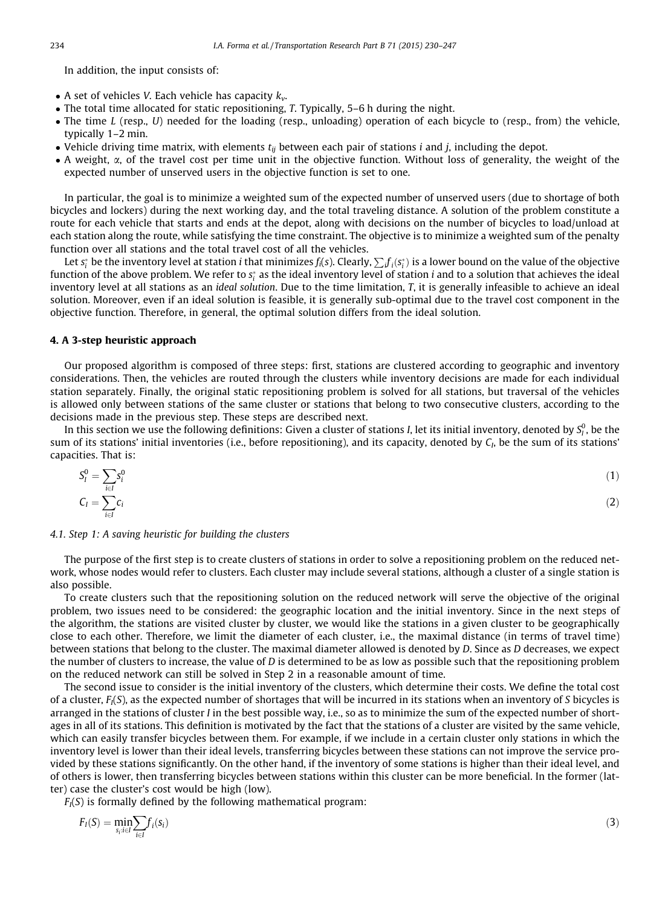In addition, the input consists of:

- A set of vehicles $V$. Each vehicle has capacity $k_v$.
- The total time allocated for static repositioning, $T$. Typically, 5–6 h during the night.
- The time $L$ (resp., $U$) needed for the loading (resp., unloading) operation of each bicycle to (resp., from) the vehicle, typically 1–2 min.
- Vehicle driving time matrix, with elements $t_{ij}$ between each pair of stations $i$ and $j$, including the depot.
- A weight, $\alpha$, of the travel cost per time unit in the objective function. Without loss of generality, the weight of the expected number of unserved users in the objective function is set to one.

In particular, the goal is to minimize a weighted sum of the expected number of unserved users (due to shortage of both bicycles and lockers) during the next working day, and the total traveling distance. A solution of the problem constitute a route for each vehicle that starts and ends at the depot, along with decisions on the number of bicycles to load/unload at each station along the route, while satisfying the time constraint. The objective is to minimize a weighted sum of the penalty function over all stations and the total travel cost of all the vehicles.

Let $s_i^*$ be the inventory level at station $i$ that minimizes $f_i(s)$. Clearly, $\sum_i f_i(s_i^*)$ is a lower bound on the value of the objective function of the above problem. We refer to $s_i^*$ as the ideal inventory level of station $i$ and to a solution that achieves the ideal inventory level at all stations as an *ideal solution*. Due to the time limitation, $T$, it is generally infeasible to achieve an ideal solution. Moreover, even if an ideal solution is feasible, it is generally sub-optimal due to the travel cost component in the objective function. Therefore, in general, the optimal solution differs from the ideal solution.

## 4. A 3-step heuristic approach

Our proposed algorithm is composed of three steps: first, stations are clustered according to geographic and inventory considerations. Then, the vehicles are routed through the clusters while inventory decisions are made for each individual station separately. Finally, the original static repositioning problem is solved for all stations, but traversal of the vehicles is allowed only between stations of the same cluster or stations that belong to two consecutive clusters, according to the decisions made in the previous step. These steps are described next.

In this section we use the following definitions: Given a cluster of stations $I$, let its initial inventory, denoted by $S_I^0$, be the sum of its stations' initial inventories (i.e., before repositioning), and its capacity, denoted by $C_I$, be the sum of its stations' capacities. That is:

$$S_I^0 = \sum_{i \in I} s_i^0 \tag{1}$$

$$C_I = \sum_{i \in I} c_i \tag{2}$$

### 4.1. Step 1: A saving heuristic for building the clusters

The purpose of the first step is to create clusters of stations in order to solve a repositioning problem on the reduced network, whose nodes would refer to clusters. Each cluster may include several stations, although a cluster of a single station is also possible.

To create clusters such that the repositioning solution on the reduced network will serve the objective of the original problem, two issues need to be considered: the geographic location and the initial inventory. Since in the next steps of the algorithm, the stations are visited cluster by cluster, we would like the stations in a given cluster to be geographically close to each other. Therefore, we limit the diameter of each cluster, i.e., the maximal distance (in terms of travel time) between stations that belong to the cluster. The maximal diameter allowed is denoted by $D$. Since as $D$ decreases, we expect the number of clusters to increase, the value of $D$ is determined to be as low as possible such that the repositioning problem on the reduced network can still be solved in Step 2 in a reasonable amount of time.

The second issue to consider is the initial inventory of the clusters, which determine their costs. We define the total cost of a cluster, $F_I(S)$, as the expected number of shortages that will be incurred in its stations when an inventory of $S$ bicycles is arranged in the stations of cluster $I$ in the best possible way, i.e., so as to minimize the sum of the expected number of shortages in all of its stations. This definition is motivated by the fact that the stations of a cluster are visited by the same vehicle, which can easily transfer bicycles between them. For example, if we include in a certain cluster only stations in which the inventory level is lower than their ideal levels, transferring bicycles between these stations can not improve the service provided by these stations significantly. On the other hand, if the inventory of some stations is higher than their ideal level, and of others is lower, then transferring bicycles between stations within this cluster can be more beneficial. In the former (latter) case the cluster's cost would be high (low).

$F_I(S)$ is formally defined by the following mathematical program:

$$F_I(S) = \min_{s_i : i \in I} \sum_{i \in I} f_i(s_i) \tag{3}$$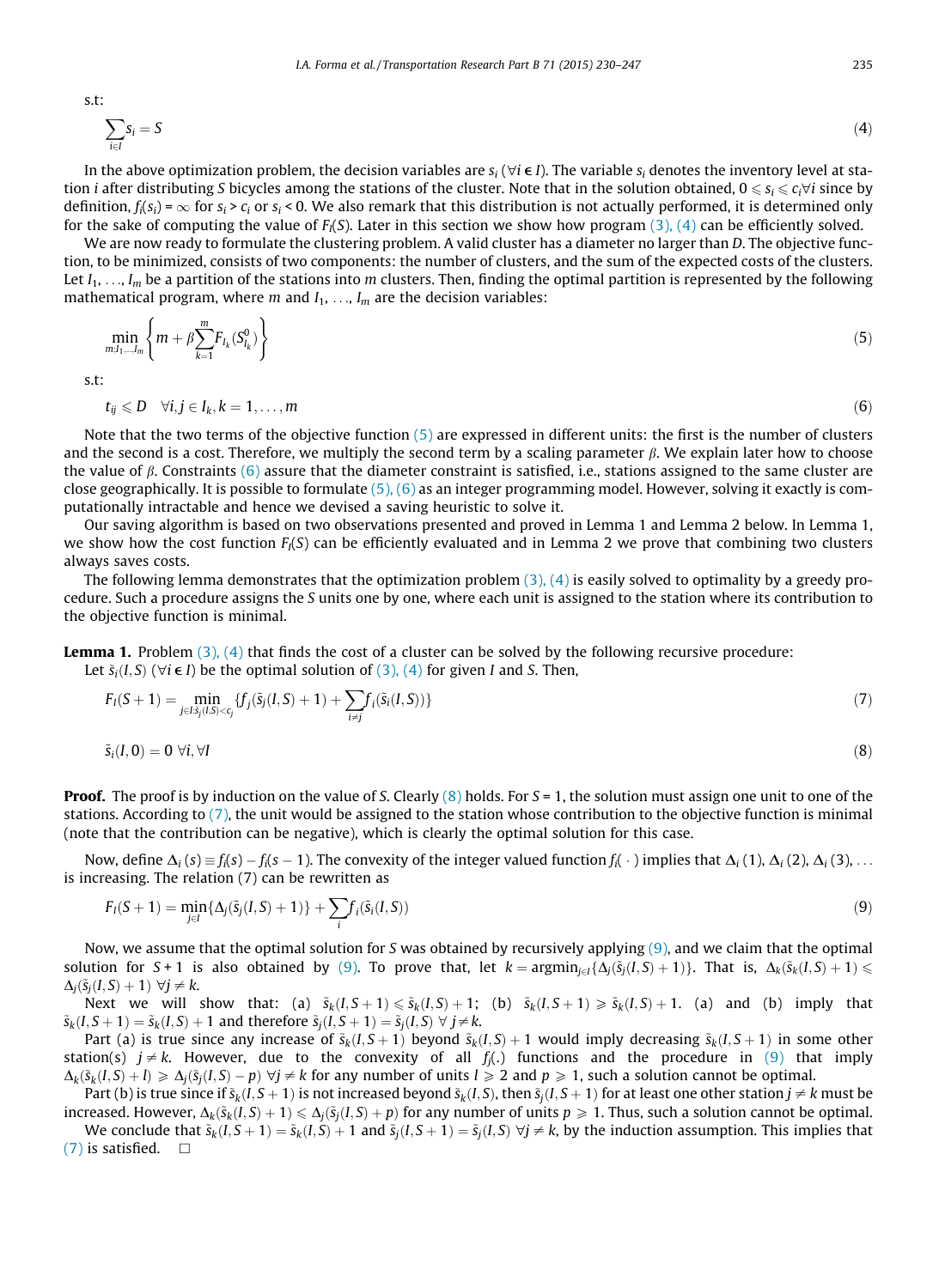s.t:

$$\sum_{i \in I} s_i = S \tag{4}$$

In the above optimization problem, the decision variables are $s_i$ ($\forall i \in I$). The variable $s_i$ denotes the inventory level at station $i$ after distributing $S$ bicycles among the stations of the cluster. Note that in the solution obtained, $0 \leqslant s_i \leqslant c_i \forall i$ since by definition, $f_i(s_i) = \infty$ for $s_i > c_i$ or $s_i < 0$. We also remark that this distribution is not actually performed, it is determined only for the sake of computing the value of $F_I(S)$. Later in this section we show how program (3), (4) can be efficiently solved.

We are now ready to formulate the clustering problem. A valid cluster has a diameter no larger than $D$. The objective function, to be minimized, consists of two components: the number of clusters, and the sum of the expected costs of the clusters. Let $I_1, \ldots, I_m$ be a partition of the stations into $m$ clusters. Then, finding the optimal partition is represented by the following mathematical program, where $m$ and $I_1, \ldots, I_m$ are the decision variables:

$$\min_{m; I_1, \ldots, I_m} \left\{ m + \beta \sum_{k=1}^{m} F_{I_k}(S^0_{I_k}) \right\} \tag{5}$$

s.t:

$$t_{ij} \leqslant D \quad \forall i, j \in I_k, k = 1, \ldots, m \tag{6}$$

Note that the two terms of the objective function (5) are expressed in different units: the first is the number of clusters and the second is a cost. Therefore, we multiply the second term by a scaling parameter $\beta$. We explain later how to choose the value of $\beta$. Constraints (6) assure that the diameter constraint is satisfied, i.e., stations assigned to the same cluster are close geographically. It is possible to formulate (5), (6) as an integer programming model. However, solving it exactly is computationally intractable and hence we devised a saving heuristic to solve it.

Our saving algorithm is based on two observations presented and proved in Lemma 1 and Lemma 2 below. In Lemma 1, we show how the cost function $F_I(S)$ can be efficiently evaluated and in Lemma 2 we prove that combining two clusters always saves costs.

The following lemma demonstrates that the optimization problem (3), (4) is easily solved to optimality by a greedy procedure. Such a procedure assigns the $S$ units one by one, where each unit is assigned to the station where its contribution to the objective function is minimal.

**Lemma 1.** Problem (3), (4) that finds the cost of a cluster can be solved by the following recursive procedure:

Let $\tilde{s}_i(I, S)$ ($\forall i \in I$) be the optimal solution of (3), (4) for given $I$ and $S$. Then,

$$F_I(S+1) = \min_{j \in I: \tilde{s}_j(I,S) < c_j} \{ f_j(\tilde{s}_j(I,S) + 1) + \sum_{i \neq j} f_i(\tilde{s}_i(I,S)) \} \tag{7}$$

$$\tilde{s}_i(I, 0) = 0 \ \forall i, \forall I \tag{8}$$

**Proof.** The proof is by induction on the value of $S$. Clearly (8) holds. For $S = 1$, the solution must assign one unit to one of the stations. According to (7), the unit would be assigned to the station whose contribution to the objective function is minimal (note that the contribution can be negative), which is clearly the optimal solution for this case.

Now, define $\Delta_i(s) \equiv f_i(s) - f_i(s-1)$. The convexity of the integer valued function $f_i(\cdot)$ implies that $\Delta_i(1), \Delta_i(2), \Delta_i(3), \ldots$ is increasing. The relation (7) can be rewritten as

$$F_I(S+1) = \min_{j \in I} \{ \Delta_j(\tilde{s}_j(I,S) + 1) \} + \sum_i f_i(\tilde{s}_i(I,S)) \tag{9}$$

Now, we assume that the optimal solution for $S$ was obtained by recursively applying (9), and we claim that the optimal solution for $S+1$ is also obtained by (9). To prove that, let $k = \mathrm{argmin}_{j \in I} \{ \Delta_j(\tilde{s}_j(I,S) + 1) \}$. That is, $\Delta_k(\tilde{s}_k(I,S) + 1) \leqslant \Delta_j(\tilde{s}_j(I,S) + 1) \ \forall j \neq k$.

Next we will show that: (a) $\tilde{s}_k(I, S+1) \leqslant \tilde{s}_k(I,S) + 1$; (b) $\tilde{s}_k(I, S+1) \geqslant \tilde{s}_k(I,S) + 1$. (a) and (b) imply that $\tilde{s}_k(I, S+1) = \tilde{s}_k(I,S) + 1$ and therefore $\tilde{s}_j(I, S+1) = \tilde{s}_j(I,S) \ \forall j \neq k$.

Part (a) is true since any increase of $\tilde{s}_k(I, S+1)$ beyond $\tilde{s}_k(I,S) + 1$ would imply decreasing $\tilde{s}_k(I, S+1)$ in some other station(s) $j \neq k$. However, due to the convexity of all $f_j(.)$ functions and the procedure in (9) that imply $\Delta_k(\tilde{s}_k(I,S) + l) \geqslant \Delta_j(\tilde{s}_j(I,S) - p) \ \forall j \neq k$ for any number of units $l \geqslant 2$ and $p \geqslant 1$, such a solution cannot be optimal.

Part (b) is true since if $\tilde{s}_k(I, S+1)$ is not increased beyond $\tilde{s}_k(I,S)$, then $\tilde{s}_j(I, S+1)$ for at least one other station $j \neq k$ must be increased. However, $\Delta_k(\tilde{s}_k(I,S) + 1) \leqslant \Delta_j(\tilde{s}_j(I,S) + p)$ for any number of units $p \geqslant 1$. Thus, such a solution cannot be optimal.

We conclude that $\tilde{s}_k(I, S+1) = \tilde{s}_k(I,S) + 1$ and $\tilde{s}_j(I, S+1) = \tilde{s}_j(I,S) \ \forall j \neq k$, by the induction assumption. This implies that (7) is satisfied. □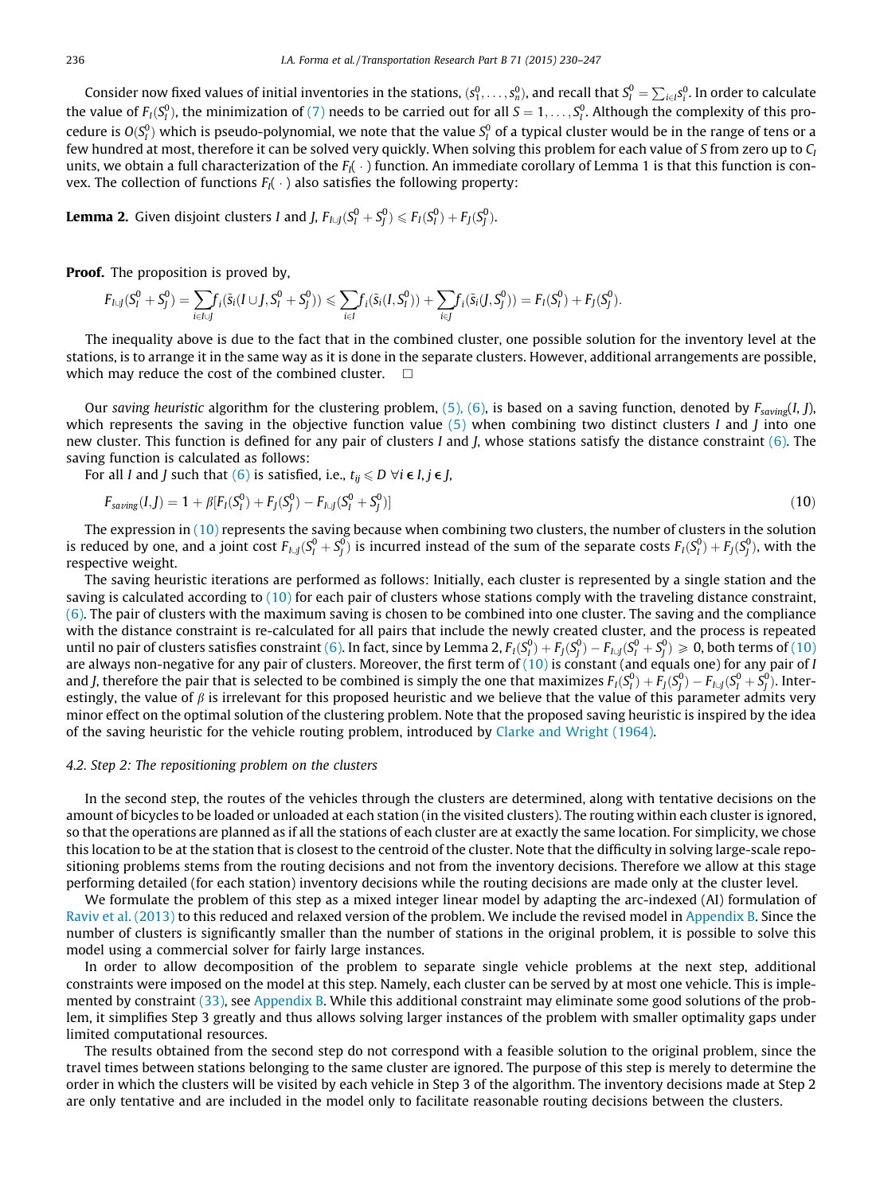Consider now fixed values of initial inventories in the stations, $(s_1^0, \ldots, s_n^0)$, and recall that $S_I^0 = \sum_{i \in I} s_i^0$. In order to calculate the value of $F_I(S_I^0)$, the minimization of (7) needs to be carried out for all $S = 1, \ldots, S_I^0$. Although the complexity of this procedure is $O(S_I^0)$ which is pseudo-polynomial, we note that the value $S_I^0$ of a typical cluster would be in the range of tens or a few hundred at most, therefore it can be solved very quickly. When solving this problem for each value of $S$ from zero up to $C_I$ units, we obtain a full characterization of the $F_I(\cdot)$ function. An immediate corollary of Lemma 1 is that this function is convex. The collection of functions $F_I(\cdot)$ also satisfies the following property:

**Lemma 2.** Given disjoint clusters $I$ and $J$, $F_{I \cup J}(S_I^0 + S_J^0) \leqslant F_I(S_I^0) + F_J(S_J^0)$.

**Proof.** The proposition is proved by,

$$F_{I \cup J}(S_I^0 + S_J^0) = \sum_{i \in I \cup J} f_i(\bar{s}_i(I \cup J, S_I^0 + S_J^0)) \leqslant \sum_{i \in I} f_i(\bar{s}_i(I, S_I^0)) + \sum_{i \in J} f_i(\bar{s}_i(J, S_J^0)) = F_I(S_I^0) + F_J(S_J^0).$$

The inequality above is due to the fact that in the combined cluster, one possible solution for the inventory level at the stations, is to arrange it in the same way as it is done in the separate clusters. However, additional arrangements are possible, which may reduce the cost of the combined cluster. □

Our *saving heuristic* algorithm for the clustering problem, (5), (6), is based on a saving function, denoted by $F_{saving}(I, J)$, which represents the saving in the objective function value (5) when combining two distinct clusters $I$ and $J$ into one new cluster. This function is defined for any pair of clusters $I$ and $J$, whose stations satisfy the distance constraint (6). The saving function is calculated as follows:

For all $I$ and $J$ such that (6) is satisfied, i.e., $t_{ij} \leqslant D \ \forall i \in I, j \in J$,

$$F_{saving}(I, J) = 1 + \beta[F_I(S_I^0) + F_J(S_J^0) - F_{I \cup J}(S_I^0 + S_J^0)] \tag{10}$$

The expression in (10) represents the saving because when combining two clusters, the number of clusters in the solution is reduced by one, and a joint cost $F_{I \cup J}(S_I^0 + S_J^0)$ is incurred instead of the sum of the separate costs $F_I(S_I^0) + F_J(S_J^0)$, with the respective weight.

The saving heuristic iterations are performed as follows: Initially, each cluster is represented by a single station and the saving is calculated according to (10) for each pair of clusters whose stations comply with the traveling distance constraint, (6). The pair of clusters with the maximum saving is chosen to be combined into one cluster. The saving and the compliance with the distance constraint is re-calculated for all pairs that include the newly created cluster, and the process is repeated until no pair of clusters satisfies constraint (6). In fact, since by Lemma 2, $F_I(S_I^0) + F_J(S_J^0) - F_{I \cup J}(S_I^0 + S_J^0) \geqslant 0$, both terms of (10) are always non-negative for any pair of clusters. Moreover, the first term of (10) is constant (and equals one) for any pair of $I$ and $J$, therefore the pair that is selected to be combined is simply the one that maximizes $F_I(S_I^0) + F_J(S_J^0) - F_{I \cup J}(S_I^0 + S_J^0)$. Interestingly, the value of $\beta$ is irrelevant for this proposed heuristic and we believe that the value of this parameter admits very minor effect on the optimal solution of the clustering problem. Note that the proposed saving heuristic is inspired by the idea of the saving heuristic for the vehicle routing problem, introduced by Clarke and Wright (1964).

### 4.2. Step 2: The repositioning problem on the clusters

In the second step, the routes of the vehicles through the clusters are determined, along with tentative decisions on the amount of bicycles to be loaded or unloaded at each station (in the visited clusters). The routing within each cluster is ignored, so that the operations are planned as if all the stations of each cluster are at exactly the same location. For simplicity, we chose this location to be at the station that is closest to the centroid of the cluster. Note that the difficulty in solving large-scale repositioning problems stems from the routing decisions and not from the inventory decisions. Therefore we allow at this stage performing detailed (for each station) inventory decisions while the routing decisions are made only at the cluster level.

We formulate the problem of this step as a mixed integer linear model by adapting the arc-indexed (AI) formulation of Raviv et al. (2013) to this reduced and relaxed version of the problem. We include the revised model in Appendix B. Since the number of clusters is significantly smaller than the number of stations in the original problem, it is possible to solve this model using a commercial solver for fairly large instances.

In order to allow decomposition of the problem to separate single vehicle problems at the next step, additional constraints were imposed on the model at this step. Namely, each cluster can be served by at most one vehicle. This is implemented by constraint (33), see Appendix B. While this additional constraint may eliminate some good solutions of the problem, it simplifies Step 3 greatly and thus allows solving larger instances of the problem with smaller optimality gaps under limited computational resources.

The results obtained from the second step do not correspond with a feasible solution to the original problem, since the travel times between stations belonging to the same cluster are ignored. The purpose of this step is merely to determine the order in which the clusters will be visited by each vehicle in Step 3 of the algorithm. The inventory decisions made at Step 2 are only tentative and are included in the model only to facilitate reasonable routing decisions between the clusters.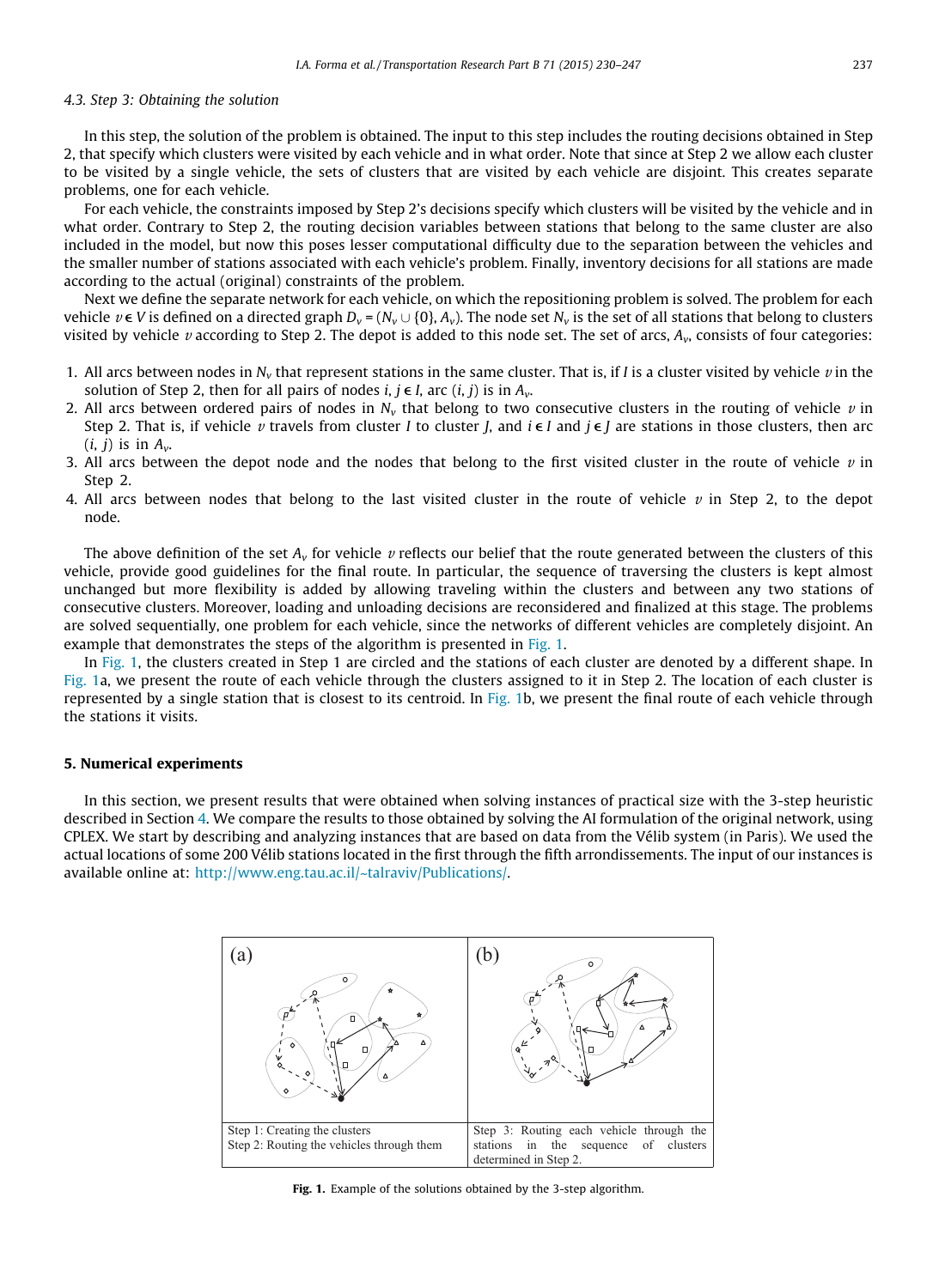### 4.3. Step 3: Obtaining the solution

In this step, the solution of the problem is obtained. The input to this step includes the routing decisions obtained in Step 2, that specify which clusters were visited by each vehicle and in what order. Note that since at Step 2 we allow each cluster to be visited by a single vehicle, the sets of clusters that are visited by each vehicle are disjoint. This creates separate problems, one for each vehicle.

For each vehicle, the constraints imposed by Step 2's decisions specify which clusters will be visited by the vehicle and in what order. Contrary to Step 2, the routing decision variables between stations that belong to the same cluster are also included in the model, but now this poses lesser computational difficulty due to the separation between the vehicles and the smaller number of stations associated with each vehicle's problem. Finally, inventory decisions for all stations are made according to the actual (original) constraints of the problem.

Next we define the separate network for each vehicle, on which the repositioning problem is solved. The problem for each vehicle $v \in V$ is defined on a directed graph $D_v = (N_v \cup \{0\}, A_v)$. The node set $N_v$ is the set of all stations that belong to clusters visited by vehicle $v$ according to Step 2. The depot is added to this node set. The set of arcs, $A_v$, consists of four categories:

1. All arcs between nodes in $N_v$ that represent stations in the same cluster. That is, if $I$ is a cluster visited by vehicle $v$ in the solution of Step 2, then for all pairs of nodes $i, j \in I$, arc $(i, j)$ is in $A_v$.
2. All arcs between ordered pairs of nodes in $N_v$ that belong to two consecutive clusters in the routing of vehicle $v$ in Step 2. That is, if vehicle $v$ travels from cluster $I$ to cluster $J$, and $i \in I$ and $j \in J$ are stations in those clusters, then arc $(i, j)$ is in $A_v$.
3. All arcs between the depot node and the nodes that belong to the first visited cluster in the route of vehicle $v$ in Step 2.
4. All arcs between nodes that belong to the last visited cluster in the route of vehicle $v$ in Step 2, to the depot node.

The above definition of the set $A_v$ for vehicle $v$ reflects our belief that the route generated between the clusters of this vehicle, provide good guidelines for the final route. In particular, the sequence of traversing the clusters is kept almost unchanged but more flexibility is added by allowing traveling within the clusters and between any two stations of consecutive clusters. Moreover, loading and unloading decisions are reconsidered and finalized at this stage. The problems are solved sequentially, one problem for each vehicle, since the networks of different vehicles are completely disjoint. An example that demonstrates the steps of the algorithm is presented in Fig. 1.

In Fig. 1, the clusters created in Step 1 are circled and the stations of each cluster are denoted by a different shape. In Fig. 1a, we present the route of each vehicle through the clusters assigned to it in Step 2. The location of each cluster is represented by a single station that is closest to its centroid. In Fig. 1b, we present the final route of each vehicle through the stations it visits.

## 5. Numerical experiments

In this section, we present results that were obtained when solving instances of practical size with the 3-step heuristic described in Section 4. We compare the results to those obtained by solving the AI formulation of the original network, using CPLEX. We start by describing and analyzing instances that are based on data from the Vélib system (in Paris). We used the actual locations of some 200 Vélib stations located in the first through the fifth arrondissements. The input of our instances is available online at: http://www.eng.tau.ac.il/~talraviv/Publications/.

| (a) | (b) |
|---|---|
| Step 1: Creating the clusters<br>Step 2: Routing the vehicles through them | Step 3: Routing each vehicle through the stations in the sequence of clusters determined in Step 2. |

**Fig. 1.** Example of the solutions obtained by the 3-step algorithm.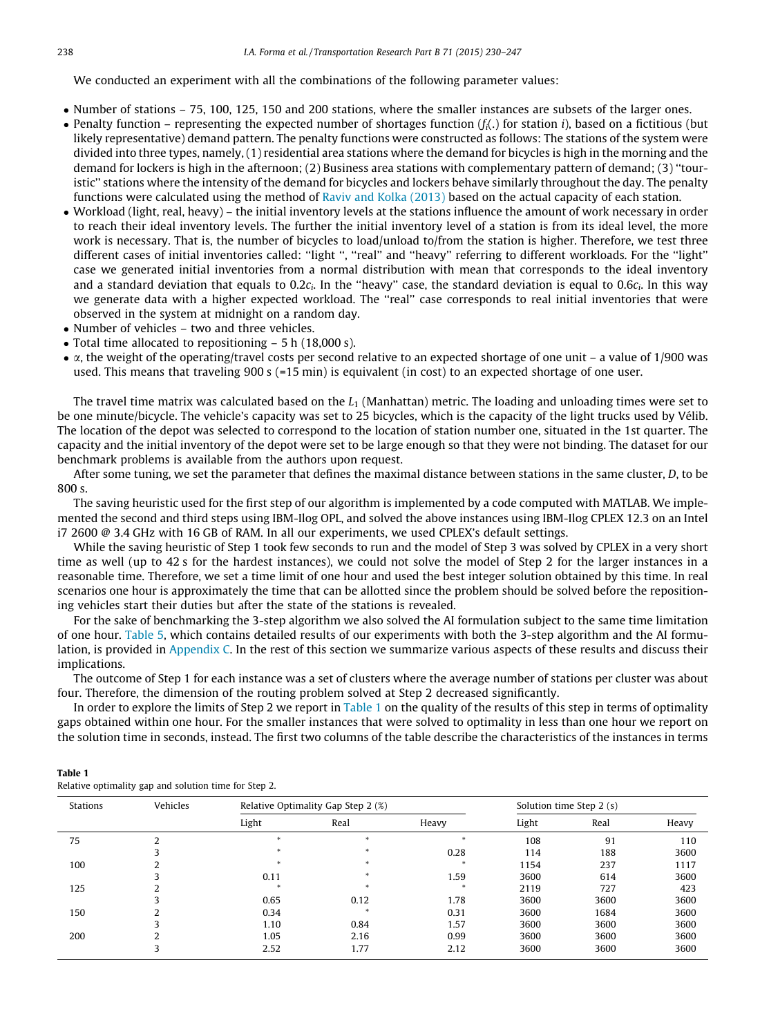We conducted an experiment with all the combinations of the following parameter values:

- Number of stations – 75, 100, 125, 150 and 200 stations, where the smaller instances are subsets of the larger ones.
- Penalty function – representing the expected number of shortages function ($f_i(.)$ for station $i$), based on a fictitious (but likely representative) demand pattern. The penalty functions were constructed as follows: The stations of the system were divided into three types, namely, (1) residential area stations where the demand for bicycles is high in the morning and the demand for lockers is high in the afternoon; (2) Business area stations with complementary pattern of demand; (3) "touristic" stations where the intensity of the demand for bicycles and lockers behave similarly throughout the day. The penalty functions were calculated using the method of Raviv and Kolka (2013) based on the actual capacity of each station.
- Workload (light, real, heavy) – the initial inventory levels at the stations influence the amount of work necessary in order to reach their ideal inventory levels. The further the initial inventory level of a station is from its ideal level, the more work is necessary. That is, the number of bicycles to load/unload to/from the station is higher. Therefore, we test three different cases of initial inventories called: "light ", "real" and "heavy" referring to different workloads. For the "light" case we generated initial inventories from a normal distribution with mean that corresponds to the ideal inventory and a standard deviation that equals to $0.2c_i$. In the "heavy" case, the standard deviation is equal to $0.6c_i$. In this way we generate data with a higher expected workload. The "real" case corresponds to real initial inventories that were observed in the system at midnight on a random day.
- Number of vehicles – two and three vehicles.
- Total time allocated to repositioning – 5 h (18,000 s).
- $\alpha$, the weight of the operating/travel costs per second relative to an expected shortage of one unit – a value of 1/900 was used. This means that traveling 900 s (=15 min) is equivalent (in cost) to an expected shortage of one user.

The travel time matrix was calculated based on the $L_1$ (Manhattan) metric. The loading and unloading times were set to be one minute/bicycle. The vehicle's capacity was set to 25 bicycles, which is the capacity of the light trucks used by Vélib. The location of the depot was selected to correspond to the location of station number one, situated in the 1st quarter. The capacity and the initial inventory of the depot were set to be large enough so that they were not binding. The dataset for our benchmark problems is available from the authors upon request.

After some tuning, we set the parameter that defines the maximal distance between stations in the same cluster, $D$, to be 800 s.

The saving heuristic used for the first step of our algorithm is implemented by a code computed with MATLAB. We implemented the second and third steps using IBM-Ilog OPL, and solved the above instances using IBM-Ilog CPLEX 12.3 on an Intel i7 2600 @ 3.4 GHz with 16 GB of RAM. In all our experiments, we used CPLEX's default settings.

While the saving heuristic of Step 1 took few seconds to run and the model of Step 3 was solved by CPLEX in a very short time as well (up to 42 s for the hardest instances), we could not solve the model of Step 2 for the larger instances in a reasonable time. Therefore, we set a time limit of one hour and used the best integer solution obtained by this time. In real scenarios one hour is approximately the time that can be allotted since the problem should be solved before the repositioning vehicles start their duties but after the state of the stations is revealed.

For the sake of benchmarking the 3-step algorithm we also solved the AI formulation subject to the same time limitation of one hour. Table 5, which contains detailed results of our experiments with both the 3-step algorithm and the AI formulation, is provided in Appendix C. In the rest of this section we summarize various aspects of these results and discuss their implications.

The outcome of Step 1 for each instance was a set of clusters where the average number of stations per cluster was about four. Therefore, the dimension of the routing problem solved at Step 2 decreased significantly.

In order to explore the limits of Step 2 we report in Table 1 on the quality of the results of this step in terms of optimality gaps obtained within one hour. For the smaller instances that were solved to optimality in less than one hour we report on the solution time in seconds, instead. The first two columns of the table describe the characteristics of the instances in terms

**Table 1**
Relative optimality gap and solution time for Step 2.

| Stations | Vehicles | Relative Optimality Gap Step 2 (%) | | | Solution time Step 2 (s) | | |
|---|---|---|---|---|---|---|---|
| | | Light | Real | Heavy | Light | Real | Heavy |
| 75 | 2 | * | * | * | 108 | 91 | 110 |
| | 3 | * | * | 0.28 | 114 | 188 | 3600 |
| 100 | 2 | * | * | * | 1154 | 237 | 1117 |
| | 3 | 0.11 | * | 1.59 | 3600 | 614 | 3600 |
| 125 | 2 | * | * | * | 2119 | 727 | 423 |
| | 3 | 0.65 | 0.12 | 1.78 | 3600 | 3600 | 3600 |
| 150 | 2 | 0.34 | * | 0.31 | 3600 | 1684 | 3600 |
| | 3 | 1.10 | 0.84 | 1.57 | 3600 | 3600 | 3600 |
| 200 | 2 | 1.05 | 2.16 | 0.99 | 3600 | 3600 | 3600 |
| | 3 | 2.52 | 1.77 | 2.12 | 3600 | 3600 | 3600 |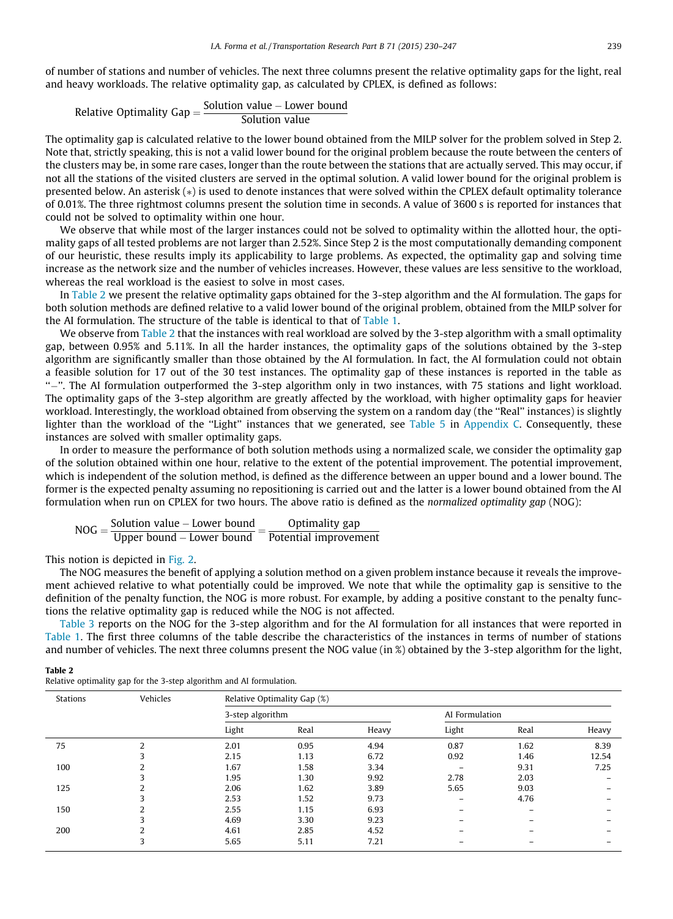of number of stations and number of vehicles. The next three columns present the relative optimality gaps for the light, real and heavy workloads. The relative optimality gap, as calculated by CPLEX, is defined as follows:

$$\text{Relative Optimality Gap} = \frac{\text{Solution value} - \text{Lower bound}}{\text{Solution value}}$$

The optimality gap is calculated relative to the lower bound obtained from the MILP solver for the problem solved in Step 2. Note that, strictly speaking, this is not a valid lower bound for the original problem because the route between the centers of the clusters may be, in some rare cases, longer than the route between the stations that are actually served. This may occur, if not all the stations of the visited clusters are served in the optimal solution. A valid lower bound for the original problem is presented below. An asterisk (*) is used to denote instances that were solved within the CPLEX default optimality tolerance of 0.01%. The three rightmost columns present the solution time in seconds. A value of 3600 s is reported for instances that could not be solved to optimality within one hour.

We observe that while most of the larger instances could not be solved to optimality within the allotted hour, the optimality gaps of all tested problems are not larger than 2.52%. Since Step 2 is the most computationally demanding component of our heuristic, these results imply its applicability to large problems. As expected, the optimality gap and solving time increase as the network size and the number of vehicles increases. However, these values are less sensitive to the workload, whereas the real workload is the easiest to solve in most cases.

In Table 2 we present the relative optimality gaps obtained for the 3-step algorithm and the AI formulation. The gaps for both solution methods are defined relative to a valid lower bound of the original problem, obtained from the MILP solver for the AI formulation. The structure of the table is identical to that of Table 1.

We observe from Table 2 that the instances with real workload are solved by the 3-step algorithm with a small optimality gap, between 0.95% and 5.11%. In all the harder instances, the optimality gaps of the solutions obtained by the 3-step algorithm are significantly smaller than those obtained by the AI formulation. In fact, the AI formulation could not obtain a feasible solution for 17 out of the 30 test instances. The optimality gap of these instances is reported in the table as "–". The AI formulation outperformed the 3-step algorithm only in two instances, with 75 stations and light workload. The optimality gaps of the 3-step algorithm are greatly affected by the workload, with higher optimality gaps for heavier workload. Interestingly, the workload obtained from observing the system on a random day (the "Real" instances) is slightly lighter than the workload of the "Light" instances that we generated, see Table 5 in Appendix C. Consequently, these instances are solved with smaller optimality gaps.

In order to measure the performance of both solution methods using a normalized scale, we consider the optimality gap of the solution obtained within one hour, relative to the extent of the potential improvement. The potential improvement, which is independent of the solution method, is defined as the difference between an upper bound and a lower bound. The former is the expected penalty assuming no repositioning is carried out and the latter is a lower bound obtained from the AI formulation when run on CPLEX for two hours. The above ratio is defined as the *normalized optimality gap* (NOG):

$$\text{NOG} = \frac{\text{Solution value} - \text{Lower bound}}{\text{Upper bound} - \text{Lower bound}} = \frac{\text{Optimality gap}}{\text{Potential improvement}}$$

This notion is depicted in Fig. 2.

The NOG measures the benefit of applying a solution method on a given problem instance because it reveals the improvement achieved relative to what potentially could be improved. We note that while the optimality gap is sensitive to the definition of the penalty function, the NOG is more robust. For example, by adding a positive constant to the penalty functions the relative optimality gap is reduced while the NOG is not affected.

Table 3 reports on the NOG for the 3-step algorithm and for the AI formulation for all instances that were reported in Table 1. The first three columns of the table describe the characteristics of the instances in terms of number of stations and number of vehicles. The next three columns present the NOG value (in %) obtained by the 3-step algorithm for the light,

**Table 2**
Relative optimality gap for the 3-step algorithm and AI formulation.

| Stations | Vehicles | Relative Optimality Gap (%) | | | | | |
|---|---|---|---|---|---|---|---|
| | | 3-step algorithm | | | AI Formulation | | |
| | | Light | Real | Heavy | Light | Real | Heavy |
| 75 | 2 | 2.01 | 0.95 | 4.94 | 0.87 | 1.62 | 8.39 |
| | 3 | 2.15 | 1.13 | 6.72 | 0.92 | 1.46 | 12.54 |
| 100 | 2 | 1.67 | 1.58 | 3.34 | – | 9.31 | 7.25 |
| | 3 | 1.95 | 1.30 | 9.92 | 2.78 | 2.03 | – |
| 125 | 2 | 2.06 | 1.62 | 3.89 | 5.65 | 9.03 | – |
| | 3 | 2.53 | 1.52 | 9.73 | – | 4.76 | – |
| 150 | 2 | 2.55 | 1.15 | 6.93 | – | – | – |
| | 3 | 4.69 | 3.30 | 9.23 | – | – | – |
| 200 | 2 | 4.61 | 2.85 | 4.52 | – | – | – |
| | 3 | 5.65 | 5.11 | 7.21 | – | – | – |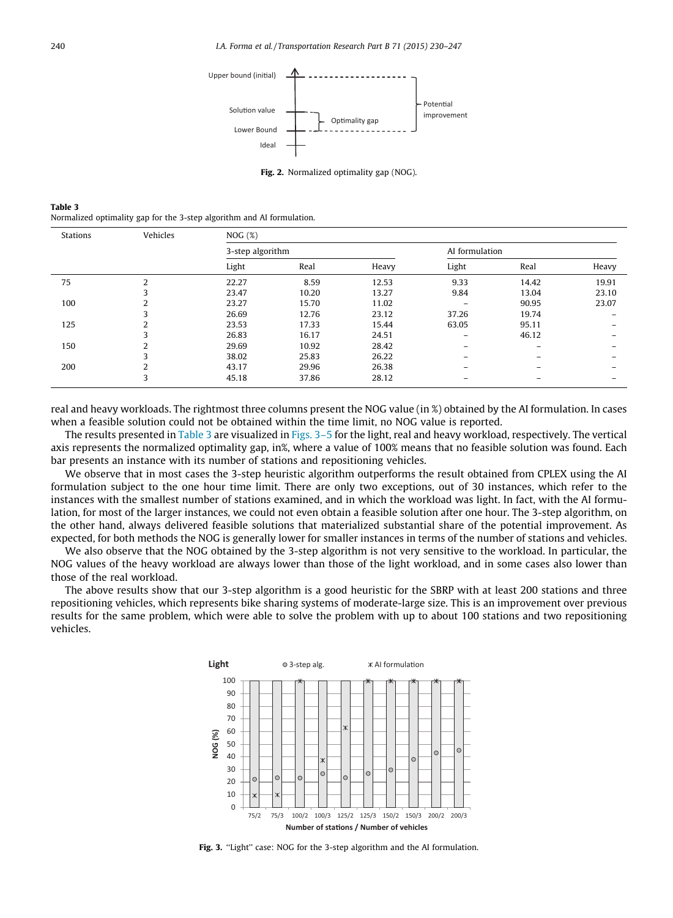Fig. 2. Normalized optimality gap (NOG).

Table 3
Normalized optimality gap for the 3-step algorithm and AI formulation.

| Stations | Vehicles | NOG (%) | | | | | |
|---|---|---|---|---|---|---|---|
| | | 3-step algorithm | | | AI formulation | | |
| | | Light | Real | Heavy | Light | Real | Heavy |
| 75 | 2 | 22.27 | 8.59 | 12.53 | 9.33 | 14.42 | 19.91 |
| | 3 | 23.47 | 10.20 | 13.27 | 9.84 | 13.04 | 23.10 |
| 100 | 2 | 23.27 | 15.70 | 11.02 | – | 90.95 | 23.07 |
| | 3 | 26.69 | 12.76 | 23.12 | 37.26 | 19.74 | – |
| 125 | 2 | 23.53 | 17.33 | 15.44 | 63.05 | 95.11 | – |
| | 3 | 26.83 | 16.17 | 24.51 | – | 46.12 | – |
| 150 | 2 | 29.69 | 10.92 | 28.42 | – | – | – |
| | 3 | 38.02 | 25.83 | 26.22 | – | – | – |
| 200 | 2 | 43.17 | 29.96 | 26.38 | – | – | – |
| | 3 | 45.18 | 37.86 | 28.12 | – | – | – |

real and heavy workloads. The rightmost three columns present the NOG value (in %) obtained by the AI formulation. In cases when a feasible solution could not be obtained within the time limit, no NOG value is reported.

The results presented in Table 3 are visualized in Figs. 3–5 for the light, real and heavy workload, respectively. The vertical axis represents the normalized optimality gap, in%, where a value of 100% means that no feasible solution was found. Each bar presents an instance with its number of stations and repositioning vehicles.

We observe that in most cases the 3-step heuristic algorithm outperforms the result obtained from CPLEX using the AI formulation subject to the one hour time limit. There are only two exceptions, out of 30 instances, which refer to the instances with the smallest number of stations examined, and in which the workload was light. In fact, with the AI formulation, for most of the larger instances, we could not even obtain a feasible solution after one hour. The 3-step algorithm, on the other hand, always delivered feasible solutions that materialized substantial share of the potential improvement. As expected, for both methods the NOG is generally lower for smaller instances in terms of the number of stations and vehicles.

We also observe that the NOG obtained by the 3-step algorithm is not very sensitive to the workload. In particular, the NOG values of the heavy workload are always lower than those of the light workload, and in some cases also lower than those of the real workload.

The above results show that our 3-step algorithm is a good heuristic for the SBRP with at least 200 stations and three repositioning vehicles, which represents bike sharing systems of moderate-large size. This is an improvement over previous results for the same problem, which were able to solve the problem with up to about 100 stations and two repositioning vehicles.

Fig. 3. ''Light'' case: NOG for the 3-step algorithm and the AI formulation.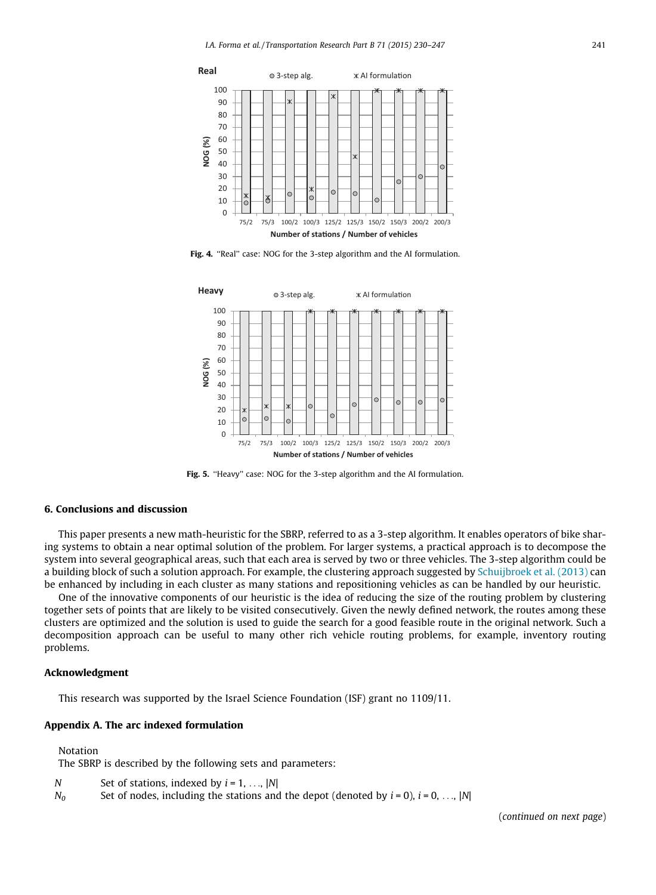Fig. 4. "Real" case: NOG for the 3-step algorithm and the AI formulation.

Fig. 5. "Heavy" case: NOG for the 3-step algorithm and the AI formulation.

## 6. Conclusions and discussion

This paper presents a new math-heuristic for the SBRP, referred to as a 3-step algorithm. It enables operators of bike sharing systems to obtain a near optimal solution of the problem. For larger systems, a practical approach is to decompose the system into several geographical areas, such that each area is served by two or three vehicles. The 3-step algorithm could be a building block of such a solution approach. For example, the clustering approach suggested by Schuijbroek et al. (2013) can be enhanced by including in each cluster as many stations and repositioning vehicles as can be handled by our heuristic.

One of the innovative components of our heuristic is the idea of reducing the size of the routing problem by clustering together sets of points that are likely to be visited consecutively. Given the newly defined network, the routes among these clusters are optimized and the solution is used to guide the search for a good feasible route in the original network. Such a decomposition approach can be useful to many other rich vehicle routing problems, for example, inventory routing problems.

## Acknowledgment

This research was supported by the Israel Science Foundation (ISF) grant no 1109/11.

## Appendix A. The arc indexed formulation

Notation

The SBRP is described by the following sets and parameters:

$N$ Set of stations, indexed by $i = 1, \ldots, |N|$

$N_0$ Set of nodes, including the stations and the depot (denoted by $i = 0$), $i = 0, \ldots, |N|$

(*continued on next page*)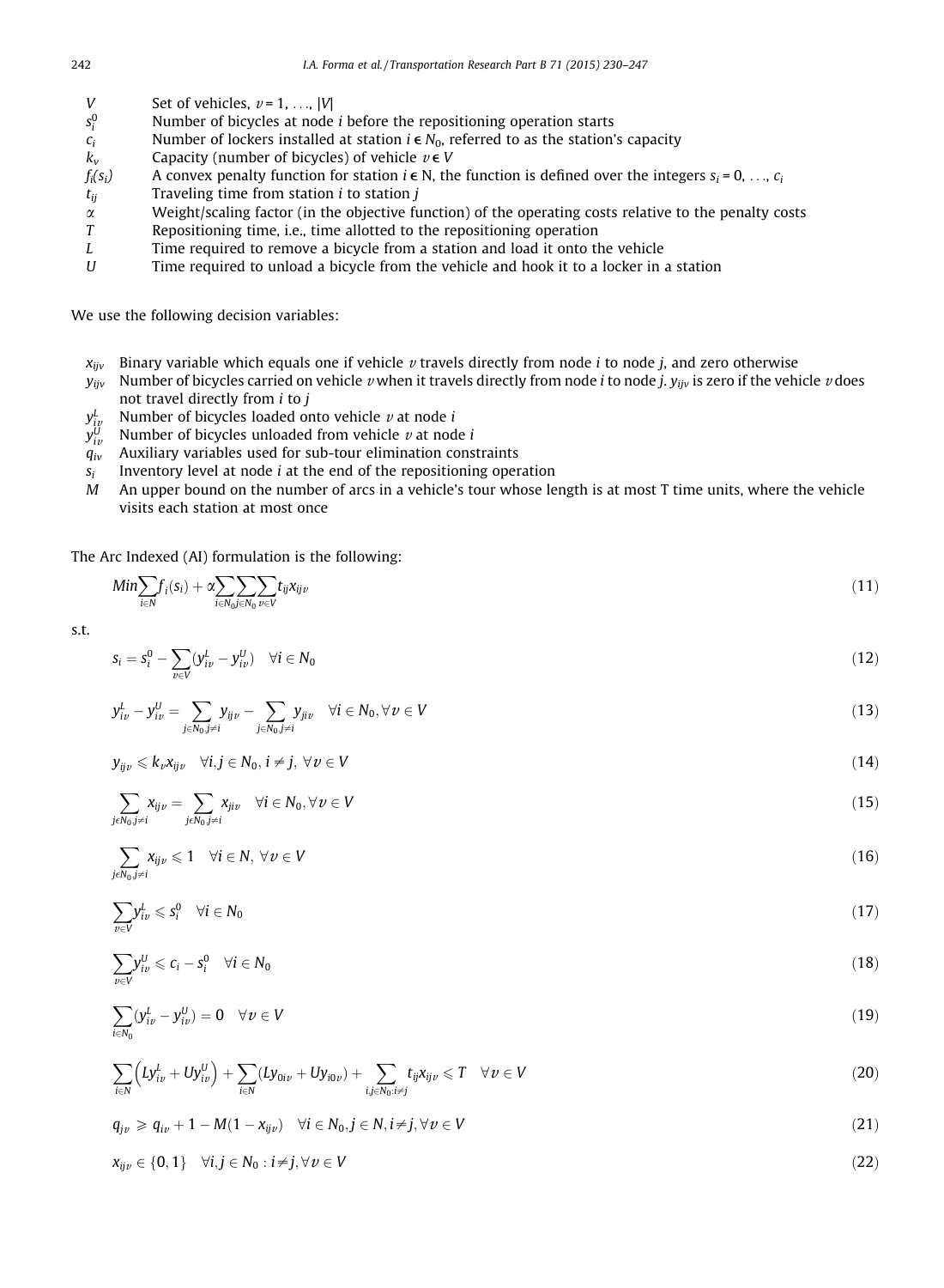| | |
|---|---|
| $V$ | Set of vehicles, $v = 1, \ldots, \lvert V \rvert$ |
| $s_i^0$ | Number of bicycles at node $i$ before the repositioning operation starts |
| $c_i$ | Number of lockers installed at station $i \in N_0$, referred to as the station's capacity |
| $k_v$ | Capacity (number of bicycles) of vehicle $v \in V$ |
| $f_i(s_i)$ | A convex penalty function for station $i \in N$, the function is defined over the integers $s_i = 0, \ldots, c_i$ |
| $t_{ij}$ | Traveling time from station $i$ to station $j$ |
| $\alpha$ | Weight/scaling factor (in the objective function) of the operating costs relative to the penalty costs |
| $T$ | Repositioning time, i.e., time allotted to the repositioning operation |
| $L$ | Time required to remove a bicycle from a station and load it onto the vehicle |
| $U$ | Time required to unload a bicycle from the vehicle and hook it to a locker in a station |

We use the following decision variables:

| | |
|---|---|
| $x_{ijv}$ | Binary variable which equals one if vehicle $v$ travels directly from node $i$ to node $j$, and zero otherwise |
| $y_{ijv}$ | Number of bicycles carried on vehicle $v$ when it travels directly from node $i$ to node $j$. $y_{ijv}$ is zero if the vehicle $v$ does not travel directly from $i$ to $j$ |
| $y_{iv}^L$ | Number of bicycles loaded onto vehicle $v$ at node $i$ |
| $y_{iv}^U$ | Number of bicycles unloaded from vehicle $v$ at node $i$ |
| $q_{iv}$ | Auxiliary variables used for sub-tour elimination constraints |
| $s_i$ | Inventory level at node $i$ at the end of the repositioning operation |
| $M$ | An upper bound on the number of arcs in a vehicle's tour whose length is at most T time units, where the vehicle visits each station at most once |

The Arc Indexed (AI) formulation is the following:

$$Min \sum_{i \in N} f_i(s_i) + \alpha \sum_{i \in N_0} \sum_{j \in N_0} \sum_{v \in V} t_{ij} x_{ijv} \tag{11}$$

s.t.

$$s_i = s_i^0 - \sum_{v \in V} (y_{iv}^L - y_{iv}^U) \quad \forall i \in N_0 \tag{12}$$

$$y_{iv}^L - y_{iv}^U = \sum_{j \in N_0, j \neq i} y_{ijv} - \sum_{j \in N_0, j \neq i} y_{jiv} \quad \forall i \in N_0, \forall v \in V \tag{13}$$

$$y_{ijv} \leqslant k_v x_{ijv} \quad \forall i, j \in N_0, \, i \neq j, \, \forall v \in V \tag{14}$$

$$\sum_{j \in N_0, j \neq i} x_{ijv} = \sum_{j \in N_0, j \neq i} x_{jiv} \quad \forall i \in N_0, \forall v \in V \tag{15}$$

$$\sum_{j \in N_0, j \neq i} x_{ijv} \leqslant 1 \quad \forall i \in N, \, \forall v \in V \tag{16}$$

$$\sum_{v \in V} y_{iv}^L \leqslant s_i^0 \quad \forall i \in N_0 \tag{17}$$

$$\sum_{v \in V} y_{iv}^U \leqslant c_i - s_i^0 \quad \forall i \in N_0 \tag{18}$$

$$\sum_{i \in N_0} (y_{iv}^L - y_{iv}^U) = 0 \quad \forall v \in V \tag{19}$$

$$\sum_{i \in N} \left( L y_{iv}^L + U y_{iv}^U \right) + \sum_{i \in N} (L y_{0iv} + U y_{i0v}) + \sum_{i,j \in N_0 : i \neq j} t_{ij} x_{ijv} \leqslant T \quad \forall v \in V \tag{20}$$

$$q_{jv} \geqslant q_{iv} + 1 - M(1 - x_{ijv}) \quad \forall i \in N_0, j \in N, i \neq j, \forall v \in V \tag{21}$$

$$x_{ijv} \in \{0, 1\} \quad \forall i, j \in N_0 : i \neq j, \forall v \in V \tag{22}$$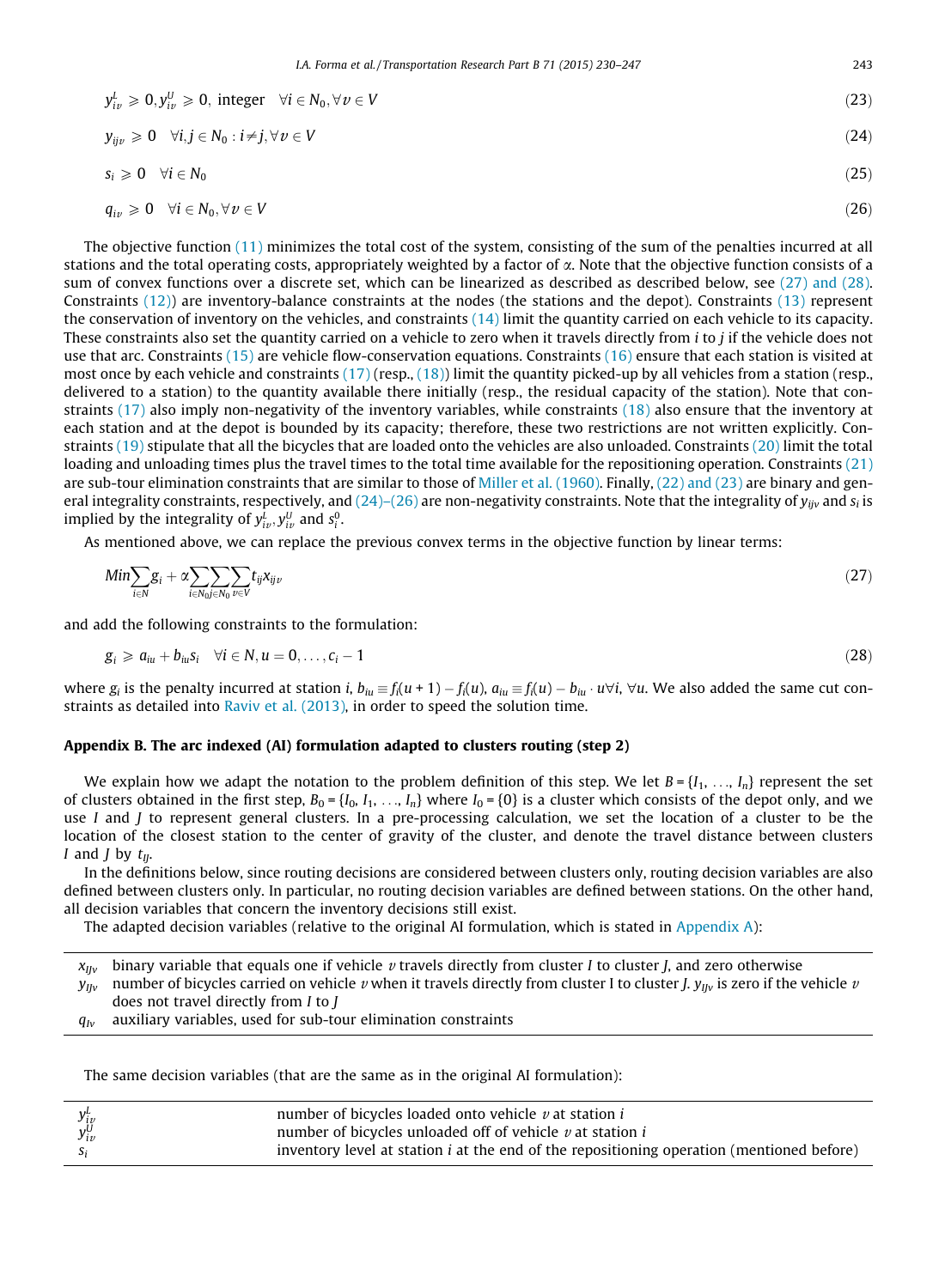$$y_{iv}^{L} \geqslant 0, y_{iv}^{U} \geqslant 0, \text{ integer} \quad \forall i \in N_0, \forall v \in V \tag{23}$$

$$y_{ijv} \geqslant 0 \quad \forall i,j \in N_0 : i \neq j, \forall v \in V \tag{24}$$

$$s_i \geqslant 0 \quad \forall i \in N_0 \tag{25}$$

$$q_{iv} \geqslant 0 \quad \forall i \in N_0, \forall v \in V \tag{26}$$

The objective function (11) minimizes the total cost of the system, consisting of the sum of the penalties incurred at all stations and the total operating costs, appropriately weighted by a factor of $\alpha$. Note that the objective function consists of a sum of convex functions over a discrete set, which can be linearized as described as described below, see (27) and (28). Constraints (12)) are inventory-balance constraints at the nodes (the stations and the depot). Constraints (13) represent the conservation of inventory on the vehicles, and constraints (14) limit the quantity carried on each vehicle to its capacity. These constraints also set the quantity carried on a vehicle to zero when it travels directly from $i$ to $j$ if the vehicle does not use that arc. Constraints (15) are vehicle flow-conservation equations. Constraints (16) ensure that each station is visited at most once by each vehicle and constraints (17) (resp., (18)) limit the quantity picked-up by all vehicles from a station (resp., delivered to a station) to the quantity available there initially (resp., the residual capacity of the station). Note that constraints (17) also imply non-negativity of the inventory variables, while constraints (18) also ensure that the inventory at each station and at the depot is bounded by its capacity; therefore, these two restrictions are not written explicitly. Constraints (19) stipulate that all the bicycles that are loaded onto the vehicles are also unloaded. Constraints (20) limit the total loading and unloading times plus the travel times to the total time available for the repositioning operation. Constraints (21) are sub-tour elimination constraints that are similar to those of Miller et al. (1960). Finally, (22) and (23) are binary and general integrality constraints, respectively, and (24)–(26) are non-negativity constraints. Note that the integrality of $y_{ijv}$ and $s_i$ is implied by the integrality of $y_{iv}^{L}, y_{iv}^{U}$ and $s_i^0$.

As mentioned above, we can replace the previous convex terms in the objective function by linear terms:

$$Min \sum_{i \in N} g_i + \alpha \sum_{i \in N_0} \sum_{j \in N_0} \sum_{v \in V} t_{ij} x_{ijv} \tag{27}$$

and add the following constraints to the formulation:

$$g_i \geqslant a_{iu} + b_{iu} s_i \quad \forall i \in N, u = 0, \ldots, c_i - 1 \tag{28}$$

where $g_i$ is the penalty incurred at station $i$, $b_{iu} \equiv f_i(u+1) - f_i(u)$, $a_{iu} \equiv f_i(u) - b_{iu} \cdot u \forall i$, $\forall u$. We also added the same cut constraints as detailed into Raviv et al. (2013), in order to speed the solution time.

## Appendix B. The arc indexed (AI) formulation adapted to clusters routing (step 2)

We explain how we adapt the notation to the problem definition of this step. We let $B = \{I_1, \ldots, I_n\}$ represent the set of clusters obtained in the first step, $B_0 = \{I_0, I_1, \ldots, I_n\}$ where $I_0 = \{0\}$ is a cluster which consists of the depot only, and we use $I$ and $J$ to represent general clusters. In a pre-processing calculation, we set the location of a cluster to be the location of the closest station to the center of gravity of the cluster, and denote the travel distance between clusters $I$ and $J$ by $t_{IJ}$.

In the definitions below, since routing decisions are considered between clusters only, routing decision variables are also defined between clusters only. In particular, no routing decision variables are defined between stations. On the other hand, all decision variables that concern the inventory decisions still exist.

The adapted decision variables (relative to the original AI formulation, which is stated in Appendix A):

| | |
|---|---|
| $x_{IJv}$ | binary variable that equals one if vehicle $v$ travels directly from cluster $I$ to cluster $J$, and zero otherwise |
| $y_{IJv}$ | number of bicycles carried on vehicle $v$ when it travels directly from cluster I to cluster $J$. $y_{IJv}$ is zero if the vehicle $v$ does not travel directly from $I$ to $J$ |
| $q_{Iv}$ | auxiliary variables, used for sub-tour elimination constraints |

The same decision variables (that are the same as in the original AI formulation):

| | |
|---|---|
| $y_{iv}^{L}$ | number of bicycles loaded onto vehicle $v$ at station $i$ |
| $y_{iv}^{U}$ | number of bicycles unloaded off of vehicle $v$ at station $i$ |
| $s_i$ | inventory level at station $i$ at the end of the repositioning operation (mentioned before) |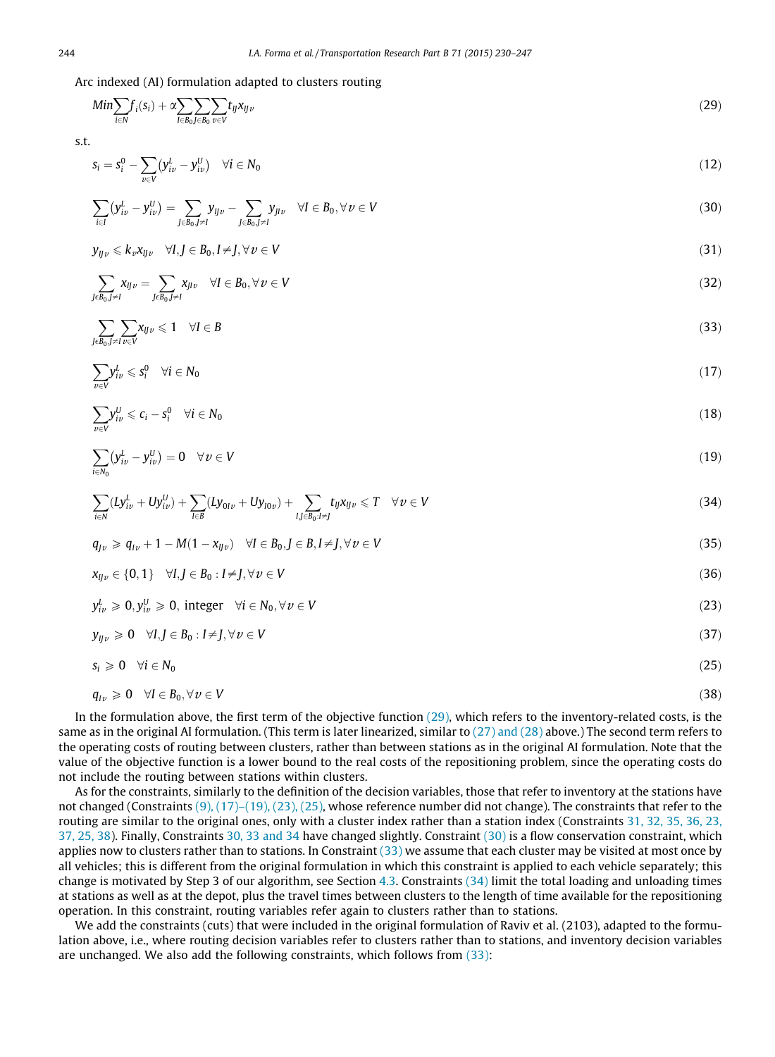Arc indexed (AI) formulation adapted to clusters routing

$$Min \sum_{i \in N} f_i(s_i) + \alpha \sum_{I \in B_0} \sum_{J \in B_0} \sum_{v \in V} t_{IJ} x_{IJv} \tag{29}$$

s.t.

$$s_i = s_i^0 - \sum_{v \in V} (y_{iv}^L - y_{iv}^U) \quad \forall i \in N_0 \tag{12}$$

$$\sum_{i \in I} (y_{iv}^L - y_{iv}^U) = \sum_{J \in B_0, J \neq I} y_{IJv} - \sum_{J \in B_0, J \neq I} y_{JIv} \quad \forall I \in B_0, \forall v \in V \tag{30}$$

$$y_{IJv} \leqslant k_v x_{IJv} \quad \forall I, J \in B_0, I \neq J, \forall v \in V \tag{31}$$

$$\sum_{J \in B_0, J \neq I} x_{IJv} = \sum_{J \in B_0, J \neq I} x_{JIv} \quad \forall I \in B_0, \forall v \in V \tag{32}$$

$$\sum_{J \in B_0, J \neq I} \sum_{v \in V} x_{IJv} \leqslant 1 \quad \forall I \in B \tag{33}$$

$$\sum_{v \in V} y_{iv}^L \leqslant s_i^0 \quad \forall i \in N_0 \tag{17}$$

$$\sum_{v \in V} y_{iv}^U \leqslant c_i - s_i^0 \quad \forall i \in N_0 \tag{18}$$

$$\sum_{i \in N_0} (y_{iv}^L - y_{iv}^U) = 0 \quad \forall v \in V \tag{19}$$

$$\sum_{i \in N} (L y_{iv}^L + U y_{iv}^U) + \sum_{I \in B} (L y_{0Iv} + U y_{I0v}) + \sum_{I, J \in B_0 : I \neq J} t_{IJ} x_{IJv} \leqslant T \quad \forall v \in V \tag{34}$$

$$q_{Jv} \geqslant q_{Iv} + 1 - M(1 - x_{IJv}) \quad \forall I \in B_0, J \in B, I \neq J, \forall v \in V \tag{35}$$

$$x_{IJv} \in \{0, 1\} \quad \forall I, J \in B_0 : I \neq J, \forall v \in V \tag{36}$$

$$y_{iv}^L \geqslant 0, y_{iv}^U \geqslant 0, \text{ integer} \quad \forall i \in N_0, \forall v \in V \tag{23}$$

$$y_{IJv} \geqslant 0 \quad \forall I, J \in B_0 : I \neq J, \forall v \in V \tag{37}$$

$$s_i \geqslant 0 \quad \forall i \in N_0 \tag{25}$$

$$q_{Iv} \geqslant 0 \quad \forall I \in B_0, \forall v \in V \tag{38}$$

In the formulation above, the first term of the objective function (29), which refers to the inventory-related costs, is the same as in the original AI formulation. (This term is later linearized, similar to (27) and (28) above.) The second term refers to the operating costs of routing between clusters, rather than between stations as in the original AI formulation. Note that the value of the objective function is a lower bound to the real costs of the repositioning problem, since the operating costs do not include the routing between stations within clusters.

As for the constraints, similarly to the definition of the decision variables, those that refer to inventory at the stations have not changed (Constraints (9), (17)–(19), (23), (25), whose reference number did not change). The constraints that refer to the routing are similar to the original ones, only with a cluster index rather than a station index (Constraints 31, 32, 35, 36, 23, 37, 25, 38). Finally, Constraints 30, 33 and 34 have changed slightly. Constraint (30) is a flow conservation constraint, which applies now to clusters rather than to stations. In Constraint (33) we assume that each cluster may be visited at most once by all vehicles; this is different from the original formulation in which this constraint is applied to each vehicle separately; this change is motivated by Step 3 of our algorithm, see Section 4.3. Constraints (34) limit the total loading and unloading times at stations as well as at the depot, plus the travel times between clusters to the length of time available for the repositioning operation. In this constraint, routing variables refer again to clusters rather than to stations.

We add the constraints (cuts) that were included in the original formulation of Raviv et al. (2103), adapted to the formulation above, i.e., where routing decision variables refer to clusters rather than to stations, and inventory decision variables are unchanged. We also add the following constraints, which follows from (33):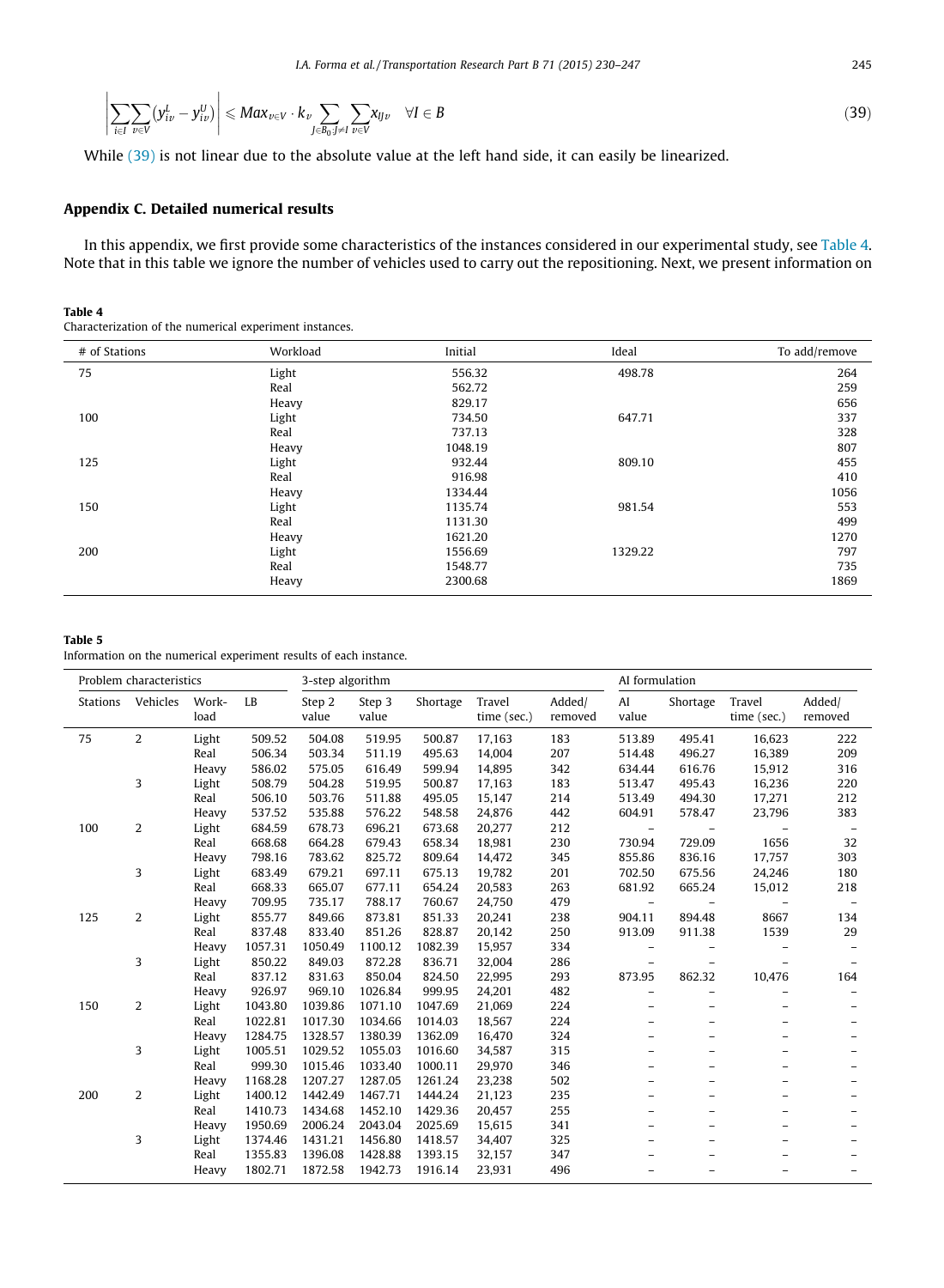$$\left|\sum_{i\in I}\sum_{v\in V}(y^L_{iv} - y^U_{iv})\right| \leqslant Max_{v\in V} \cdot k_v \sum_{J\in B_0:J\neq I}\sum_{v\in V} x_{IJv} \quad \forall I \in B \tag{39}$$

While (39) is not linear due to the absolute value at the left hand side, it can easily be linearized.

## Appendix C. Detailed numerical results

In this appendix, we first provide some characteristics of the instances considered in our experimental study, see Table 4. Note that in this table we ignore the number of vehicles used to carry out the repositioning. Next, we present information on

**Table 4**
Characterization of the numerical experiment instances.

| # of Stations | Workload | Initial | Ideal | To add/remove |
|---|---|---|---|---|
| 75 | Light | 556.32 | 498.78 | 264 |
| | Real | 562.72 | | 259 |
| | Heavy | 829.17 | | 656 |
| 100 | Light | 734.50 | 647.71 | 337 |
| | Real | 737.13 | | 328 |
| | Heavy | 1048.19 | | 807 |
| 125 | Light | 932.44 | 809.10 | 455 |
| | Real | 916.98 | | 410 |
| | Heavy | 1334.44 | | 1056 |
| 150 | Light | 1135.74 | 981.54 | 553 |
| | Real | 1131.30 | | 499 |
| | Heavy | 1621.20 | | 1270 |
| 200 | Light | 1556.69 | 1329.22 | 797 |
| | Real | 1548.77 | | 735 |
| | Heavy | 2300.68 | | 1869 |

**Table 5**
Information on the numerical experiment results of each instance.

| Problem characteristics | | | | 3-step algorithm | | | | | AI formulation | | | |
|---|---|---|---|---|---|---|---|---|---|---|---|---|
| Stations | Vehicles | Work-load | LB | Step 2 value | Step 3 value | Shortage | Travel time (sec.) | Added/ removed | AI value | Shortage | Travel time (sec.) | Added/ removed |
| 75 | 2 | Light | 509.52 | 504.08 | 519.95 | 500.87 | 17,163 | 183 | 513.89 | 495.41 | 16,623 | 222 |
| | | Real | 506.34 | 503.34 | 511.19 | 495.63 | 14,004 | 207 | 514.48 | 496.27 | 16,389 | 209 |
| | | Heavy | 586.02 | 575.05 | 616.49 | 599.94 | 14,895 | 342 | 634.44 | 616.76 | 15,912 | 316 |
| | 3 | Light | 508.79 | 504.28 | 519.95 | 500.87 | 17,163 | 183 | 513.47 | 495.43 | 16,236 | 220 |
| | | Real | 506.10 | 503.76 | 511.88 | 495.05 | 15,147 | 214 | 513.49 | 494.30 | 17,271 | 212 |
| | | Heavy | 537.52 | 535.88 | 576.22 | 548.58 | 24,876 | 442 | 604.91 | 578.47 | 23,796 | 383 |
| 100 | 2 | Light | 684.59 | 678.73 | 696.21 | 673.68 | 20,277 | 212 | – | – | – | – |
| | | Real | 668.68 | 664.28 | 679.43 | 658.34 | 18,981 | 230 | 730.94 | 729.09 | 1656 | 32 |
| | | Heavy | 798.16 | 783.62 | 825.72 | 809.64 | 14,472 | 345 | 855.86 | 836.16 | 17,757 | 303 |
| | 3 | Light | 683.49 | 679.21 | 697.11 | 675.13 | 19,782 | 201 | 702.50 | 675.56 | 24,246 | 180 |
| | | Real | 668.33 | 665.07 | 677.11 | 654.24 | 20,583 | 263 | 681.92 | 665.24 | 15,012 | 218 |
| | | Heavy | 709.95 | 735.17 | 788.17 | 760.67 | 24,750 | 479 | – | – | – | – |
| 125 | 2 | Light | 855.77 | 849.66 | 873.81 | 851.33 | 20,241 | 238 | 904.11 | 894.48 | 8667 | 134 |
| | | Real | 837.48 | 833.40 | 851.26 | 828.87 | 20,142 | 250 | 913.09 | 911.38 | 1539 | 29 |
| | | Heavy | 1057.31 | 1050.49 | 1100.12 | 1082.39 | 15,957 | 334 | – | – | – | – |
| | 3 | Light | 850.22 | 849.03 | 872.28 | 836.71 | 32,004 | 286 | – | – | – | – |
| | | Real | 837.12 | 831.63 | 850.04 | 824.50 | 22,995 | 293 | 873.95 | 862.32 | 10,476 | 164 |
| | | Heavy | 926.97 | 969.10 | 1026.84 | 999.95 | 24,201 | 482 | – | – | – | – |
| 150 | 2 | Light | 1043.80 | 1039.86 | 1071.10 | 1047.69 | 21,069 | 224 | – | – | – | – |
| | | Real | 1022.81 | 1017.30 | 1034.66 | 1014.03 | 18,567 | 224 | – | – | – | – |
| | | Heavy | 1284.75 | 1328.57 | 1380.39 | 1362.09 | 16,470 | 324 | – | – | – | – |
| | 3 | Light | 1005.51 | 1029.52 | 1055.03 | 1016.60 | 34,587 | 315 | – | – | – | – |
| | | Real | 999.30 | 1015.46 | 1033.40 | 1000.11 | 29,970 | 346 | – | – | – | – |
| | | Heavy | 1168.28 | 1207.27 | 1287.05 | 1261.24 | 23,238 | 502 | – | – | – | – |
| 200 | 2 | Light | 1400.12 | 1442.49 | 1467.71 | 1444.24 | 21,123 | 235 | – | – | – | – |
| | | Real | 1410.73 | 1434.68 | 1452.10 | 1429.36 | 20,457 | 255 | – | – | – | – |
| | | Heavy | 1950.69 | 2006.24 | 2043.04 | 2025.69 | 15,615 | 341 | – | – | – | – |
| | 3 | Light | 1374.46 | 1431.21 | 1456.80 | 1418.57 | 34,407 | 325 | – | – | – | – |
| | | Real | 1355.83 | 1396.08 | 1428.88 | 1393.15 | 32,157 | 347 | – | – | – | – |
| | | Heavy | 1802.71 | 1872.58 | 1942.73 | 1916.14 | 23,931 | 496 | – | – | – | – |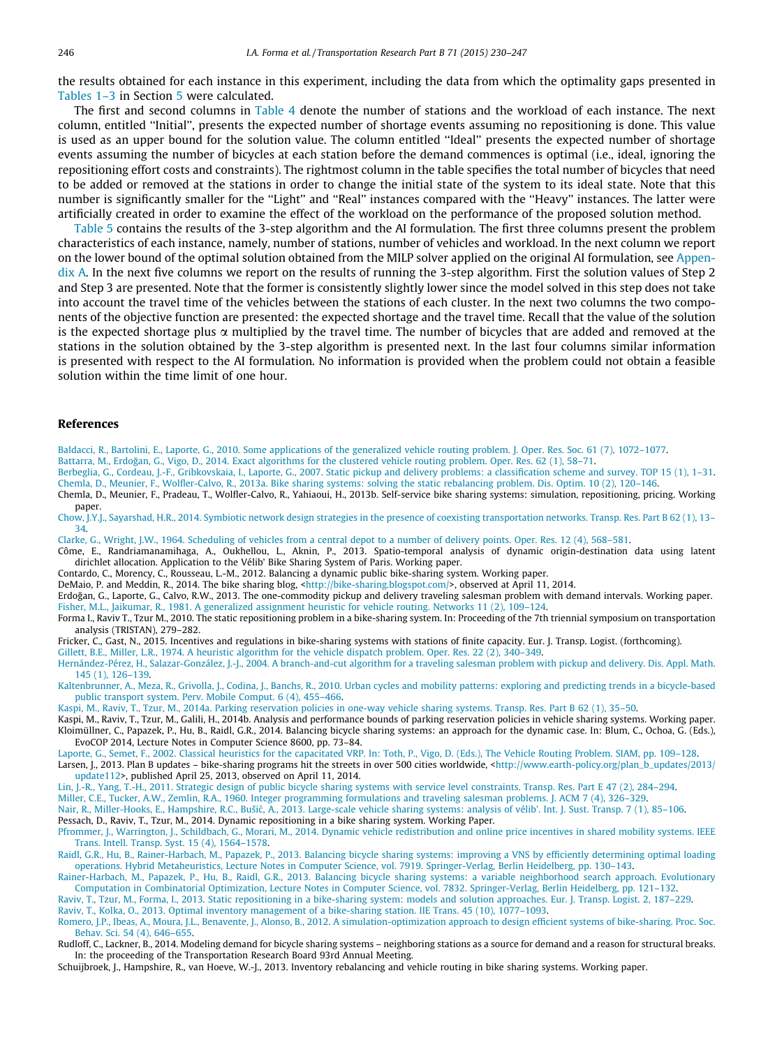the results obtained for each instance in this experiment, including the data from which the optimality gaps presented in Tables 1–3 in Section 5 were calculated.

The first and second columns in Table 4 denote the number of stations and the workload of each instance. The next column, entitled ''Initial'', presents the expected number of shortage events assuming no repositioning is done. This value is used as an upper bound for the solution value. The column entitled ''Ideal'' presents the expected number of shortage events assuming the number of bicycles at each station before the demand commences is optimal (i.e., ideal, ignoring the repositioning effort costs and constraints). The rightmost column in the table specifies the total number of bicycles that need to be added or removed at the stations in order to change the initial state of the system to its ideal state. Note that this number is significantly smaller for the ''Light'' and ''Real'' instances compared with the ''Heavy'' instances. The latter were artificially created in order to examine the effect of the workload on the performance of the proposed solution method.

Table 5 contains the results of the 3-step algorithm and the AI formulation. The first three columns present the problem characteristics of each instance, namely, number of stations, number of vehicles and workload. In the next column we report on the lower bound of the optimal solution obtained from the MILP solver applied on the original AI formulation, see Appendix A. In the next five columns we report on the results of running the 3-step algorithm. First the solution values of Step 2 and Step 3 are presented. Note that the former is consistently slightly lower since the model solved in this step does not take into account the travel time of the vehicles between the stations of each cluster. In the next two columns the two components of the objective function are presented: the expected shortage and the travel time. Recall that the value of the solution is the expected shortage plus $\alpha$ multiplied by the travel time. The number of bicycles that are added and removed at the stations in the solution obtained by the 3-step algorithm is presented next. In the last four columns similar information is presented with respect to the AI formulation. No information is provided when the problem could not obtain a feasible solution within the time limit of one hour.

## References

Baldacci, R., Bartolini, E., Laporte, G., 2010. Some applications of the generalized vehicle routing problem. J. Oper. Res. Soc. 61 (7), 1072–1077.

Battarra, M., Erdoğan, G., Vigo, D., 2014. Exact algorithms for the clustered vehicle routing problem. Oper. Res. 62 (1), 58–71.

Berbeglia, G., Cordeau, J.-F., Gribkovskaia, I., Laporte, G., 2007. Static pickup and delivery problems: a classification scheme and survey. TOP 15 (1), 1–31.

Chemla, D., Meunier, F., Wolfler-Calvo, R., 2013a. Bike sharing systems: solving the static rebalancing problem. Dis. Optim. 10 (2), 120–146.

Chemla, D., Meunier, F., Pradeau, T., Wolfler-Calvo, R., Yahiaoui, H., 2013b. Self-service bike sharing systems: simulation, repositioning, pricing. Working paper.

Chow, J.Y.J., Sayarshad, H.R., 2014. Symbiotic network design strategies in the presence of coexisting transportation networks. Transp. Res. Part B 62 (1), 13–34.

Clarke, G., Wright, J.W., 1964. Scheduling of vehicles from a central depot to a number of delivery points. Oper. Res. 12 (4), 568–581.

Côme, E., Randriamanamihaga, A., Oukhellou, L., Aknin, P., 2013. Spatio-temporal analysis of dynamic origin-destination data using latent dirichlet allocation. Application to the Vélib' Bike Sharing System of Paris. Working paper.

Contardo, C., Morency, C., Rousseau, L.-M., 2012. Balancing a dynamic public bike-sharing system. Working paper.

DeMaio, P. and Meddin, R., 2014. The bike sharing blog, <http://bike-sharing.blogspot.com/>, observed at April 11, 2014.

Erdoğan, G., Laporte, G., Calvo, R.W., 2013. The one-commodity pickup and delivery traveling salesman problem with demand intervals. Working paper.

Fisher, M.L., Jaikumar, R., 1981. A generalized assignment heuristic for vehicle routing. Networks 11 (2), 109–124.

Forma I., Raviv T., Tzur M., 2010. The static repositioning problem in a bike-sharing system. In: Proceeding of the 7th triennial symposium on transportation analysis (TRISTAN), 279–282.

Fricker, C., Gast, N., 2015. Incentives and regulations in bike-sharing systems with stations of finite capacity. Eur. J. Transp. Logist. (forthcoming).

Gillett, B.E., Miller, L.R., 1974. A heuristic algorithm for the vehicle dispatch problem. Oper. Res. 22 (2), 340–349.

Hernández-Pérez, H., Salazar-González, J.-J., 2004. A branch-and-cut algorithm for a traveling salesman problem with pickup and delivery. Dis. Appl. Math. 145 (1), 126–139.

Kaltenbrunner, A., Meza, R., Grivolla, J., Codina, J., Banchs, R., 2010. Urban cycles and mobility patterns: exploring and predicting trends in a bicycle-based public transport system. Perv. Mobile Comput. 6 (4), 455–466.

Kaspi, M., Raviv, T., Tzur, M., 2014a. Parking reservation policies in one-way vehicle sharing systems. Transp. Res. Part B 62 (1), 35–50.

Kaspi, M., Raviv, T., Tzur, M., Galili, H., 2014b. Analysis and performance bounds of parking reservation policies in vehicle sharing systems. Working paper.

Kloimüllner, C., Papazek, P., Hu, B., Raidl, G.R., 2014. Balancing bicycle sharing systems: an approach for the dynamic case. In: Blum, C., Ochoa, G. (Eds.), EvoCOP 2014, Lecture Notes in Computer Science 8600, pp. 73–84.

Laporte, G., Semet, F., 2002. Classical heuristics for the capacitated VRP. In: Toth, P., Vigo, D. (Eds.), The Vehicle Routing Problem. SIAM, pp. 109–128.

Larsen, J., 2013. Plan B updates – bike-sharing programs hit the streets in over 500 cities worldwide, <http://www.earth-policy.org/plan_b_updates/2013/update112>, published April 25, 2013, observed on April 11, 2014.

Lin, J.-R., Yang, T.-H., 2011. Strategic design of public bicycle sharing systems with service level constraints. Transp. Res. Part E 47 (2), 284–294.

Miller, C.E., Tucker, A.W., Zemlin, R.A., 1960. Integer programming formulations and traveling salesman problems. J. ACM 7 (4), 326–329.

Nair, R., Miller-Hooks, E., Hampshire, R.C., Bušić, A., 2013. Large-scale vehicle sharing systems: analysis of vélib'. Int. J. Sust. Transp. 7 (1), 85–106.

Pessach, D., Raviv, T., Tzur, M., 2014. Dynamic repositioning in a bike sharing system. Working Paper.

Pfrommer, J., Warrington, J., Schildbach, G., Morari, M., 2014. Dynamic vehicle redistribution and online price incentives in shared mobility systems. IEEE Trans. Intell. Transp. Syst. 15 (4), 1564–1578.

Raidl, G.R., Hu, B., Rainer-Harbach, M., Papazek, P., 2013. Balancing bicycle sharing systems: improving a VNS by efficiently determining optimal loading operations. Hybrid Metaheuristics, Lecture Notes in Computer Science, vol. 7919. Springer-Verlag, Berlin Heidelberg, pp. 130–143.

Rainer-Harbach, M., Papazek, P., Hu, B., Raidl, G.R., 2013. Balancing bicycle sharing systems: a variable neighborhood search approach. Evolutionary Computation in Combinatorial Optimization, Lecture Notes in Computer Science, vol. 7832. Springer-Verlag, Berlin Heidelberg, pp. 121–132.

Raviv, T., Tzur, M., Forma, I., 2013. Static repositioning in a bike-sharing system: models and solution approaches. Eur. J. Transp. Logist. 2, 187–229.

Raviv, T., Kolka, O., 2013. Optimal inventory management of a bike-sharing station. IIE Trans. 45 (10), 1077–1093.

Romero, J.P., Ibeas, A., Moura, J.L., Benavente, J., Alonso, B., 2012. A simulation-optimization approach to design efficient systems of bike-sharing. Proc. Soc. Behav. Sci. 54 (4), 646–655.

Rudloff, C., Lackner, B., 2014. Modeling demand for bicycle sharing systems – neighboring stations as a source for demand and a reason for structural breaks. In: the proceeding of the Transportation Research Board 93rd Annual Meeting.

Schuijbroek, J., Hampshire, R., van Hoeve, W.-J., 2013. Inventory rebalancing and vehicle routing in bike sharing systems. Working paper.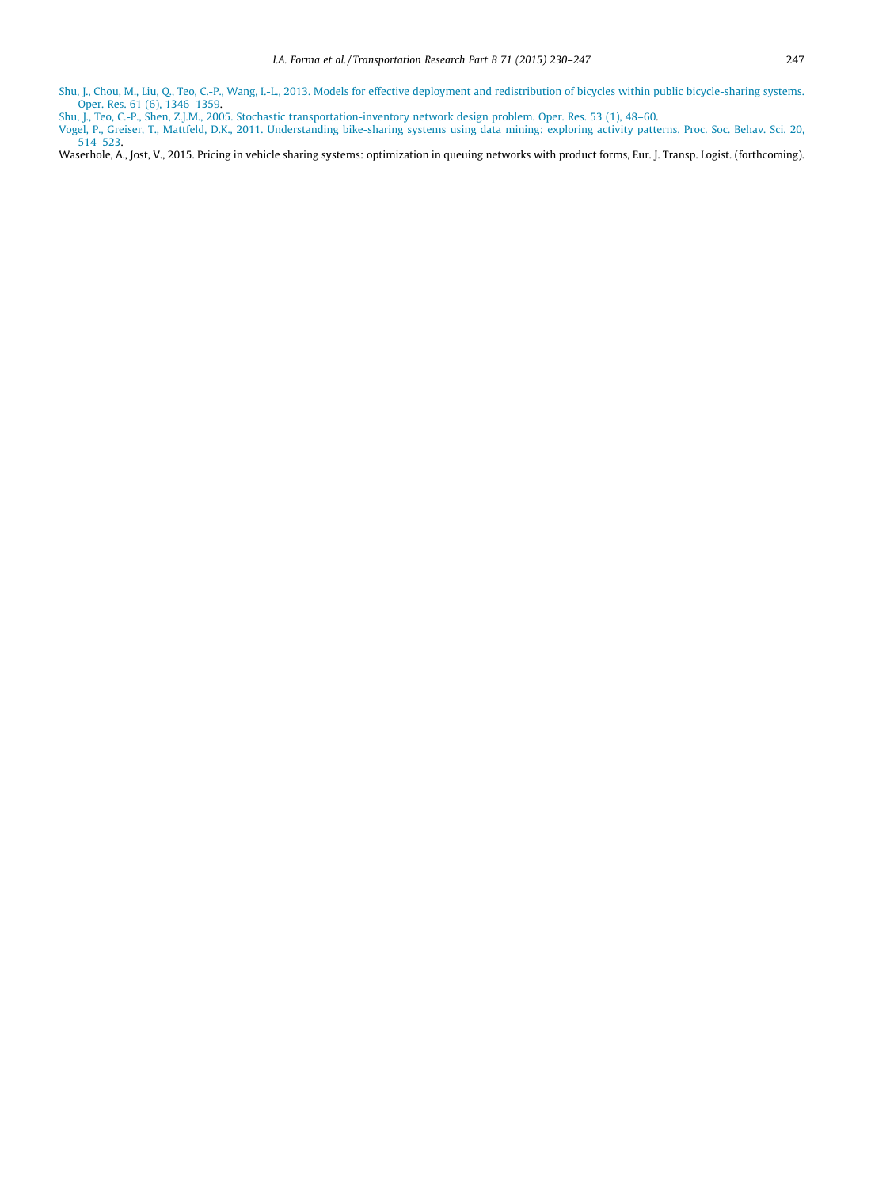Shu, J., Chou, M., Liu, Q., Teo, C.-P., Wang, I.-L., 2013. Models for effective deployment and redistribution of bicycles within public bicycle-sharing systems. Oper. Res. 61 (6), 1346–1359.

Shu, J., Teo, C.-P., Shen, Z.J.M., 2005. Stochastic transportation-inventory network design problem. Oper. Res. 53 (1), 48–60.

Vogel, P., Greiser, T., Mattfeld, D.K., 2011. Understanding bike-sharing systems using data mining: exploring activity patterns. Proc. Soc. Behav. Sci. 20, 514–523.

Waserhole, A., Jost, V., 2015. Pricing in vehicle sharing systems: optimization in queuing networks with product forms, Eur. J. Transp. Logist. (forthcoming).